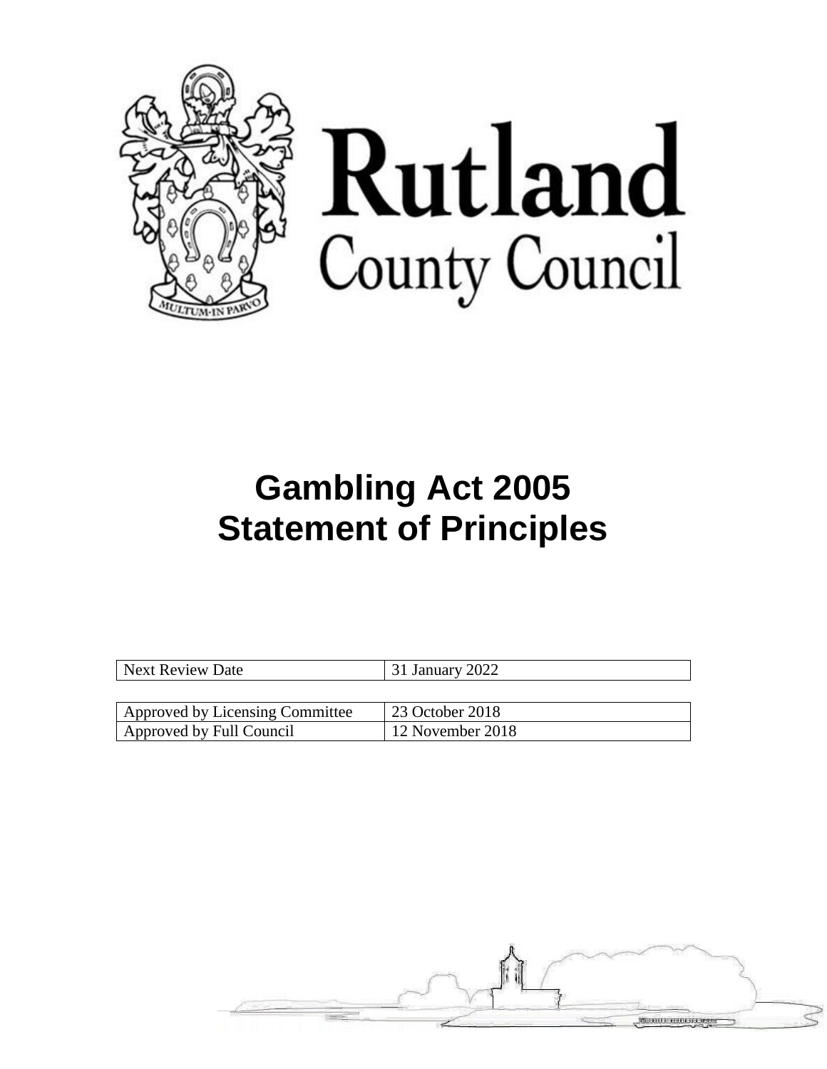Rutland County Council

MULTUM·IN PARVO

# Gambling Act 2005
# Statement of Principles

| Next Review Date | 31 January 2022 |
| --- | --- |

| Approved by Licensing Committee | 23 October 2018 |
| --- | --- |
| Approved by Full Council | 12 November 2018 |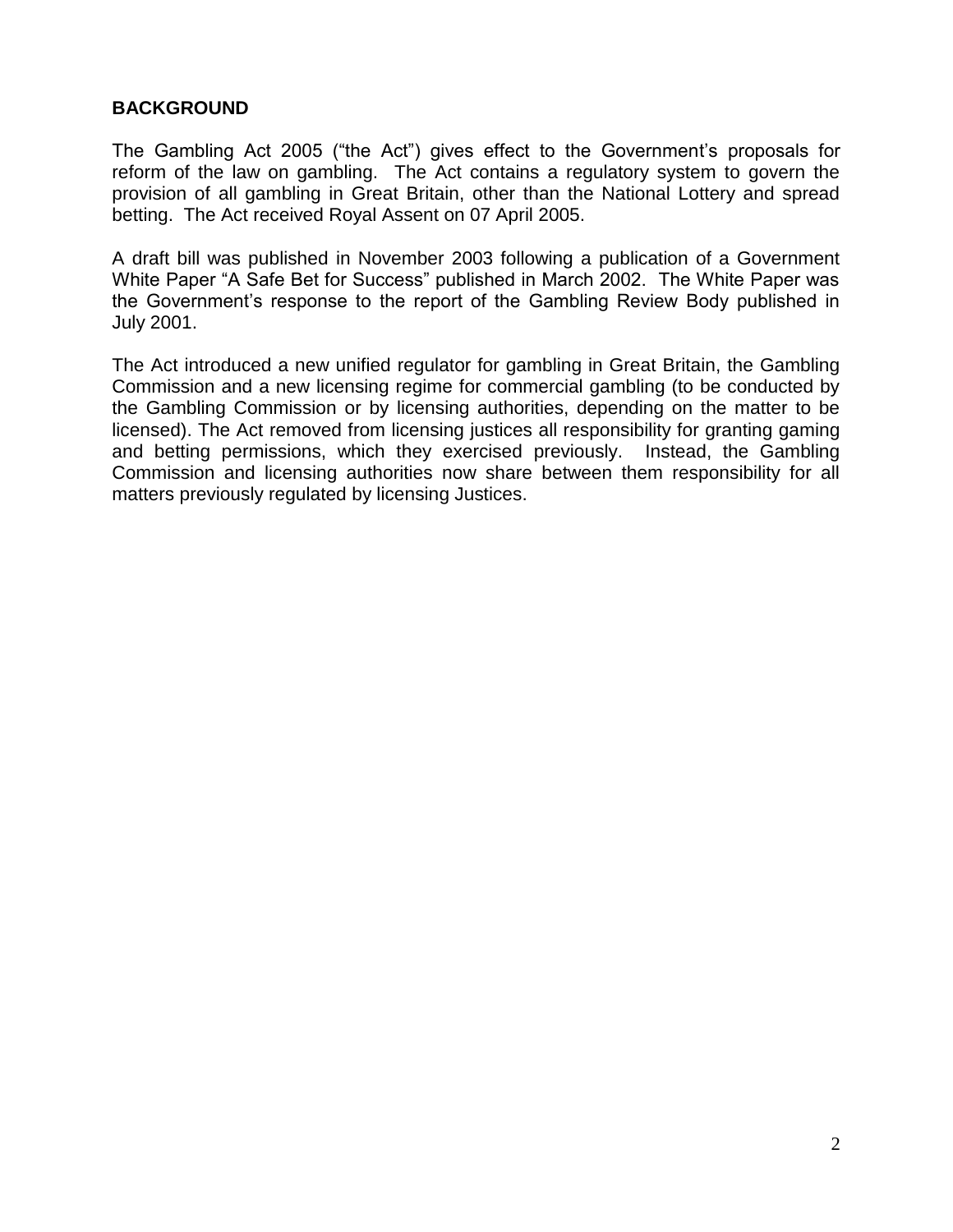## BACKGROUND

The Gambling Act 2005 ("the Act") gives effect to the Government's proposals for reform of the law on gambling. The Act contains a regulatory system to govern the provision of all gambling in Great Britain, other than the National Lottery and spread betting. The Act received Royal Assent on 07 April 2005.

A draft bill was published in November 2003 following a publication of a Government White Paper "A Safe Bet for Success" published in March 2002. The White Paper was the Government's response to the report of the Gambling Review Body published in July 2001.

The Act introduced a new unified regulator for gambling in Great Britain, the Gambling Commission and a new licensing regime for commercial gambling (to be conducted by the Gambling Commission or by licensing authorities, depending on the matter to be licensed). The Act removed from licensing justices all responsibility for granting gaming and betting permissions, which they exercised previously. Instead, the Gambling Commission and licensing authorities now share between them responsibility for all matters previously regulated by licensing Justices.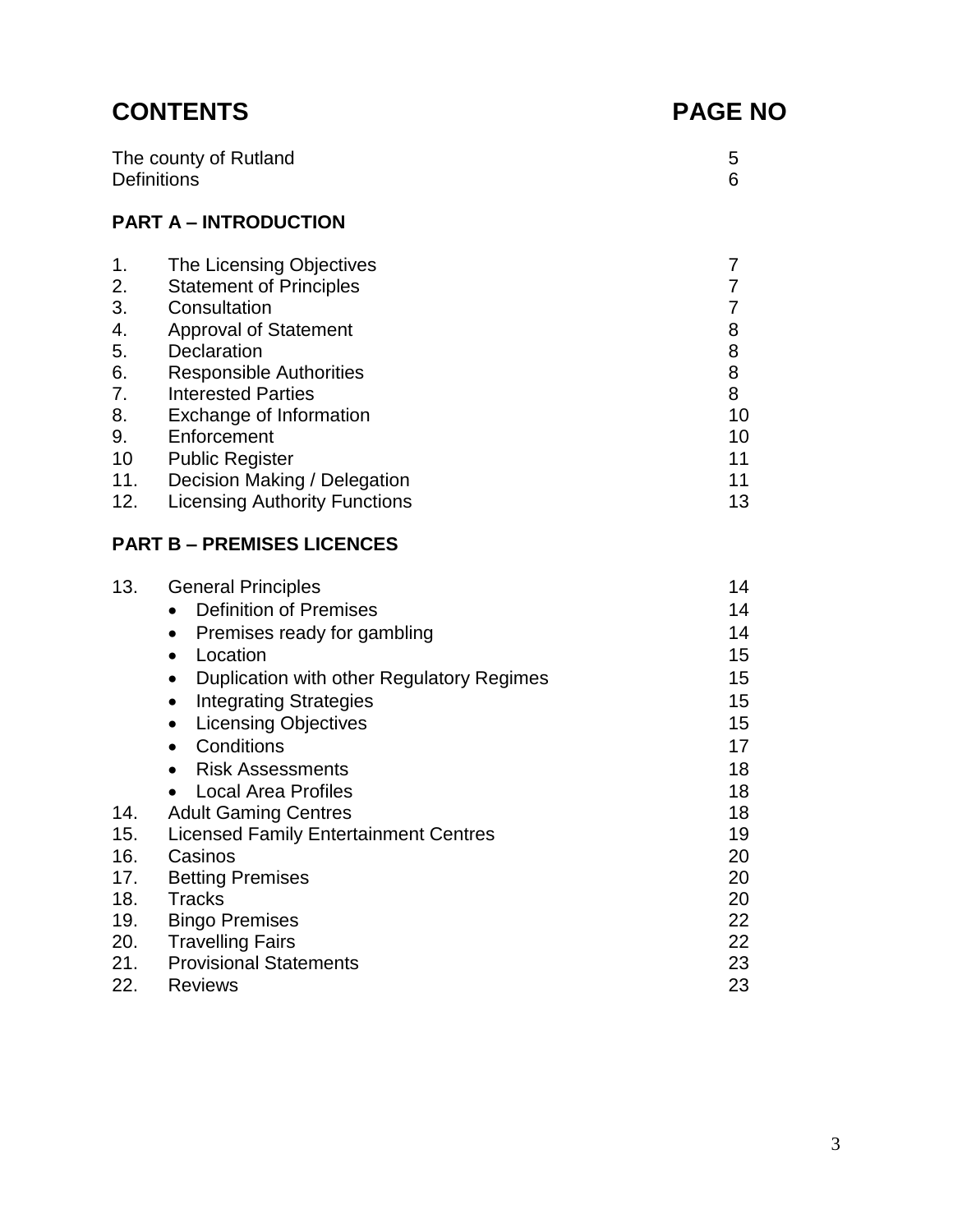# CONTENTS

| | | PAGE NO |
|---|---|---|
| The county of Rutland | | 5 |
| Definitions | | 6 |

## PART A – INTRODUCTION

| | | |
|---|---|---|
| 1. | The Licensing Objectives | 7 |
| 2. | Statement of Principles | 7 |
| 3. | Consultation | 7 |
| 4. | Approval of Statement | 8 |
| 5. | Declaration | 8 |
| 6. | Responsible Authorities | 8 |
| 7. | Interested Parties | 8 |
| 8. | Exchange of Information | 10 |
| 9. | Enforcement | 10 |
| 10 | Public Register | 11 |
| 11. | Decision Making / Delegation | 11 |
| 12. | Licensing Authority Functions | 13 |

## PART B – PREMISES LICENCES

| | | |
|---|---|---|
| 13. | General Principles | 14 |
| | • Definition of Premises | 14 |
| | • Premises ready for gambling | 14 |
| | • Location | 15 |
| | • Duplication with other Regulatory Regimes | 15 |
| | • Integrating Strategies | 15 |
| | • Licensing Objectives | 15 |
| | • Conditions | 17 |
| | • Risk Assessments | 18 |
| | • Local Area Profiles | 18 |
| 14. | Adult Gaming Centres | 18 |
| 15. | Licensed Family Entertainment Centres | 19 |
| 16. | Casinos | 20 |
| 17. | Betting Premises | 20 |
| 18. | Tracks | 20 |
| 19. | Bingo Premises | 22 |
| 20. | Travelling Fairs | 22 |
| 21. | Provisional Statements | 23 |
| 22. | Reviews | 23 |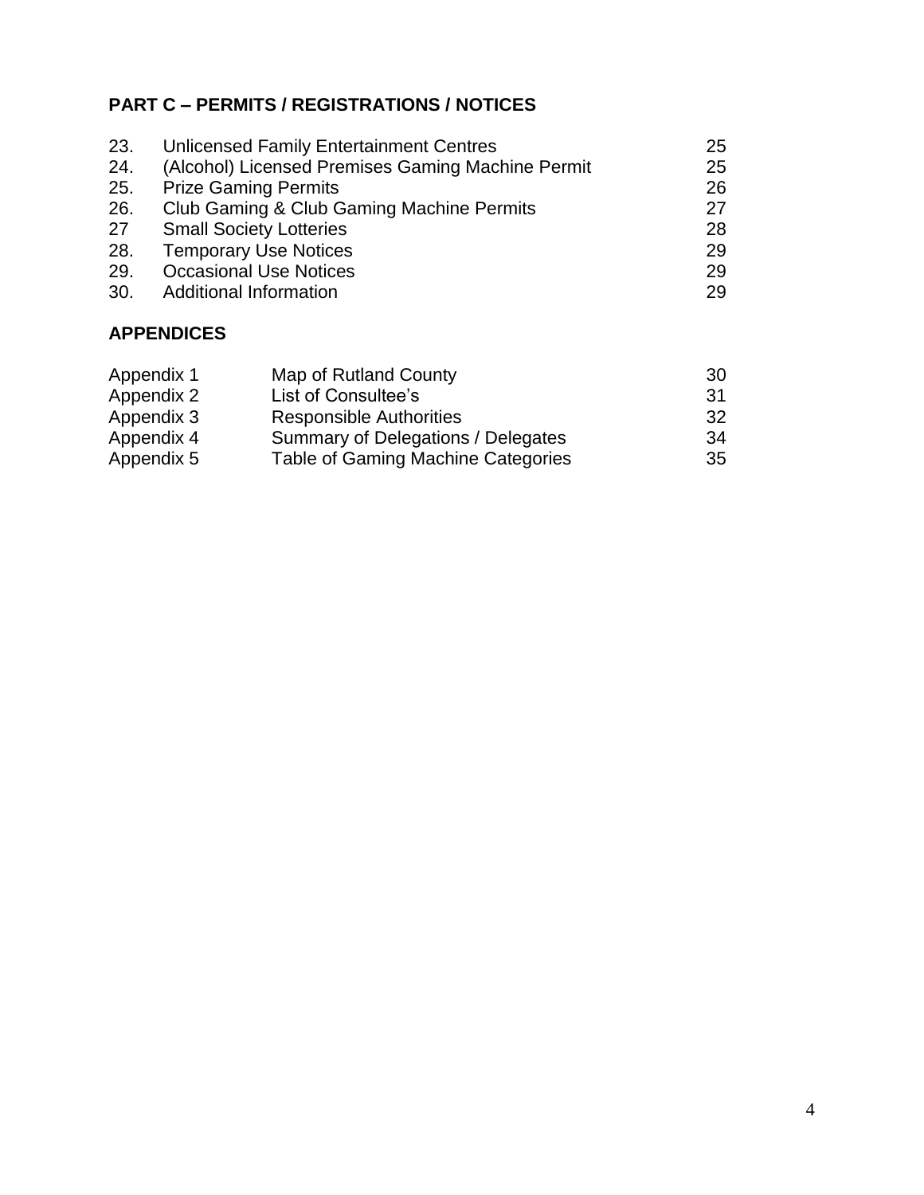## PART C – PERMITS / REGISTRATIONS / NOTICES

| | | |
|---|---|---|
| 23. | Unlicensed Family Entertainment Centres | 25 |
| 24. | (Alcohol) Licensed Premises Gaming Machine Permit | 25 |
| 25. | Prize Gaming Permits | 26 |
| 26. | Club Gaming & Club Gaming Machine Permits | 27 |
| 27 | Small Society Lotteries | 28 |
| 28. | Temporary Use Notices | 29 |
| 29. | Occasional Use Notices | 29 |
| 30. | Additional Information | 29 |

## APPENDICES

| | | |
|---|---|---|
| Appendix 1 | Map of Rutland County | 30 |
| Appendix 2 | List of Consultee's | 31 |
| Appendix 3 | Responsible Authorities | 32 |
| Appendix 4 | Summary of Delegations / Delegates | 34 |
| Appendix 5 | Table of Gaming Machine Categories | 35 |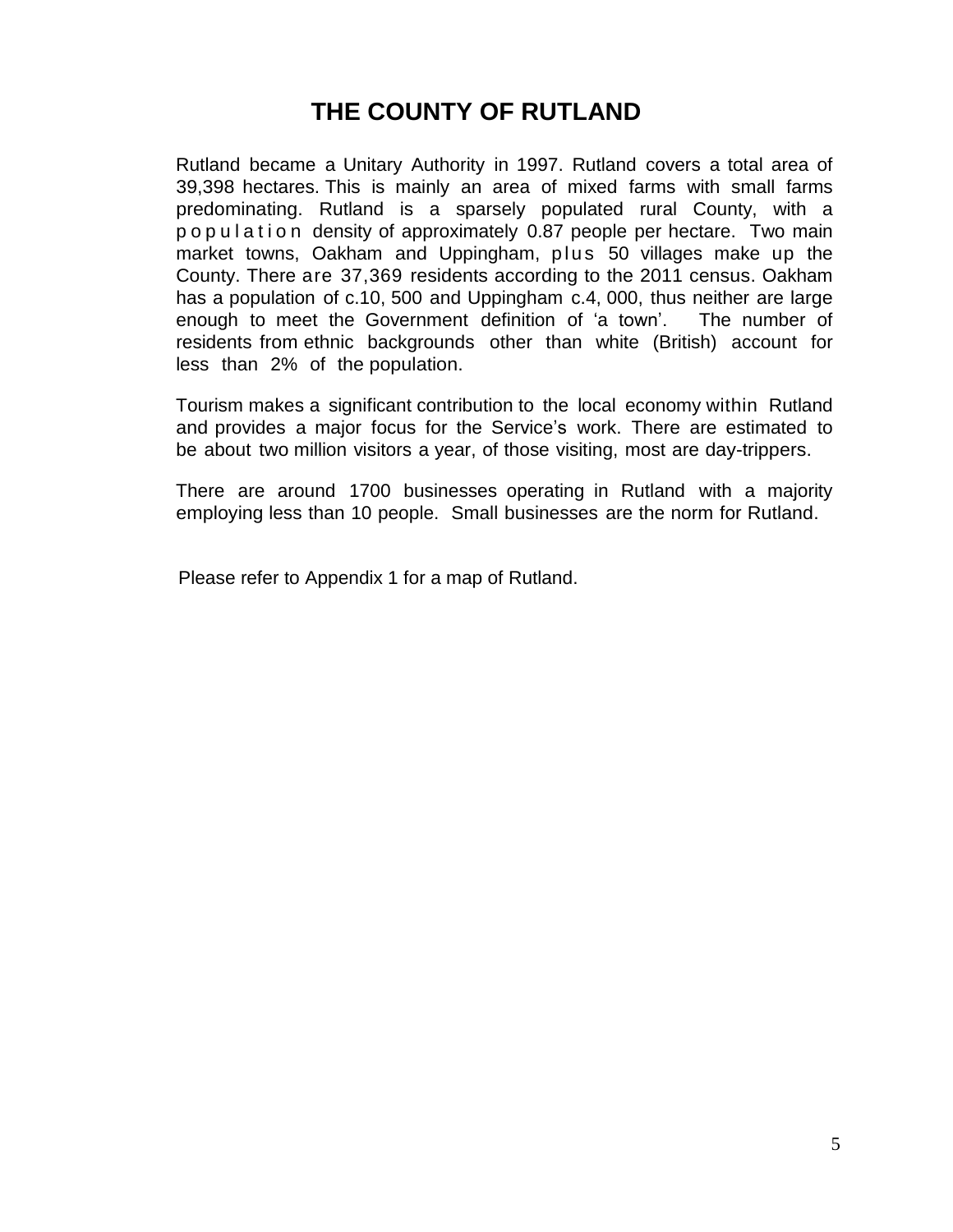# THE COUNTY OF RUTLAND

Rutland became a Unitary Authority in 1997. Rutland covers a total area of 39,398 hectares. This is mainly an area of mixed farms with small farms predominating. Rutland is a sparsely populated rural County, with a population density of approximately 0.87 people per hectare. Two main market towns, Oakham and Uppingham, plus 50 villages make up the County. There are 37,369 residents according to the 2011 census. Oakham has a population of c.10, 500 and Uppingham c.4, 000, thus neither are large enough to meet the Government definition of 'a town'. The number of residents from ethnic backgrounds other than white (British) account for less than 2% of the population.

Tourism makes a significant contribution to the local economy within Rutland and provides a major focus for the Service's work. There are estimated to be about two million visitors a year, of those visiting, most are day-trippers.

There are around 1700 businesses operating in Rutland with a majority employing less than 10 people. Small businesses are the norm for Rutland.

Please refer to Appendix 1 for a map of Rutland.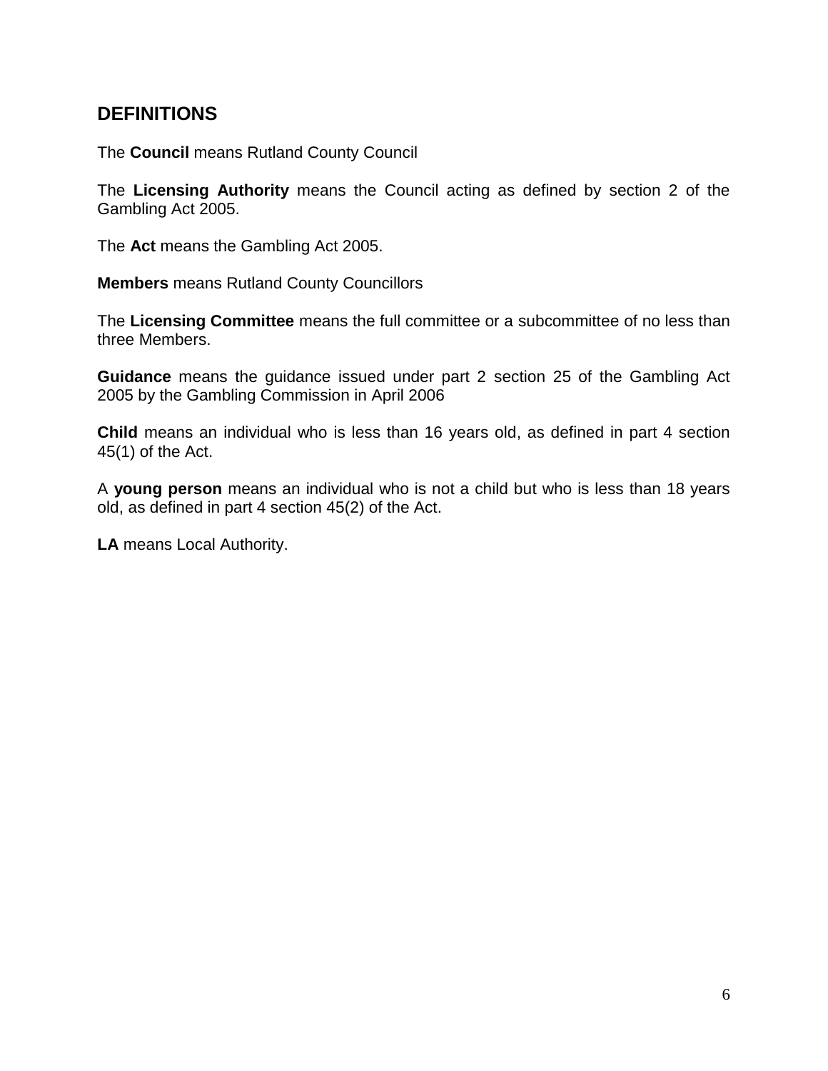## DEFINITIONS

The **Council** means Rutland County Council

The **Licensing Authority** means the Council acting as defined by section 2 of the Gambling Act 2005.

The **Act** means the Gambling Act 2005.

**Members** means Rutland County Councillors

The **Licensing Committee** means the full committee or a subcommittee of no less than three Members.

**Guidance** means the guidance issued under part 2 section 25 of the Gambling Act 2005 by the Gambling Commission in April 2006

**Child** means an individual who is less than 16 years old, as defined in part 4 section 45(1) of the Act.

A **young person** means an individual who is not a child but who is less than 18 years old, as defined in part 4 section 45(2) of the Act.

**LA** means Local Authority.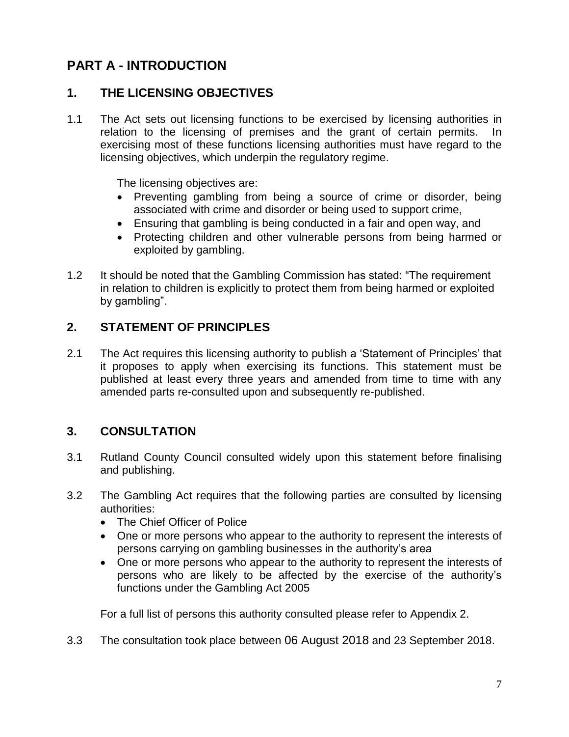# PART A - INTRODUCTION

## 1. THE LICENSING OBJECTIVES

1.1 The Act sets out licensing functions to be exercised by licensing authorities in relation to the licensing of premises and the grant of certain permits. In exercising most of these functions licensing authorities must have regard to the licensing objectives, which underpin the regulatory regime.

The licensing objectives are:

- Preventing gambling from being a source of crime or disorder, being associated with crime and disorder or being used to support crime,
- Ensuring that gambling is being conducted in a fair and open way, and
- Protecting children and other vulnerable persons from being harmed or exploited by gambling.

1.2 It should be noted that the Gambling Commission has stated: "The requirement in relation to children is explicitly to protect them from being harmed or exploited by gambling".

## 2. STATEMENT OF PRINCIPLES

2.1 The Act requires this licensing authority to publish a 'Statement of Principles' that it proposes to apply when exercising its functions. This statement must be published at least every three years and amended from time to time with any amended parts re-consulted upon and subsequently re-published.

## 3. CONSULTATION

3.1 Rutland County Council consulted widely upon this statement before finalising and publishing.

3.2 The Gambling Act requires that the following parties are consulted by licensing authorities:

- The Chief Officer of Police
- One or more persons who appear to the authority to represent the interests of persons carrying on gambling businesses in the authority's area
- One or more persons who appear to the authority to represent the interests of persons who are likely to be affected by the exercise of the authority's functions under the Gambling Act 2005

For a full list of persons this authority consulted please refer to Appendix 2.

3.3 The consultation took place between 06 August 2018 and 23 September 2018.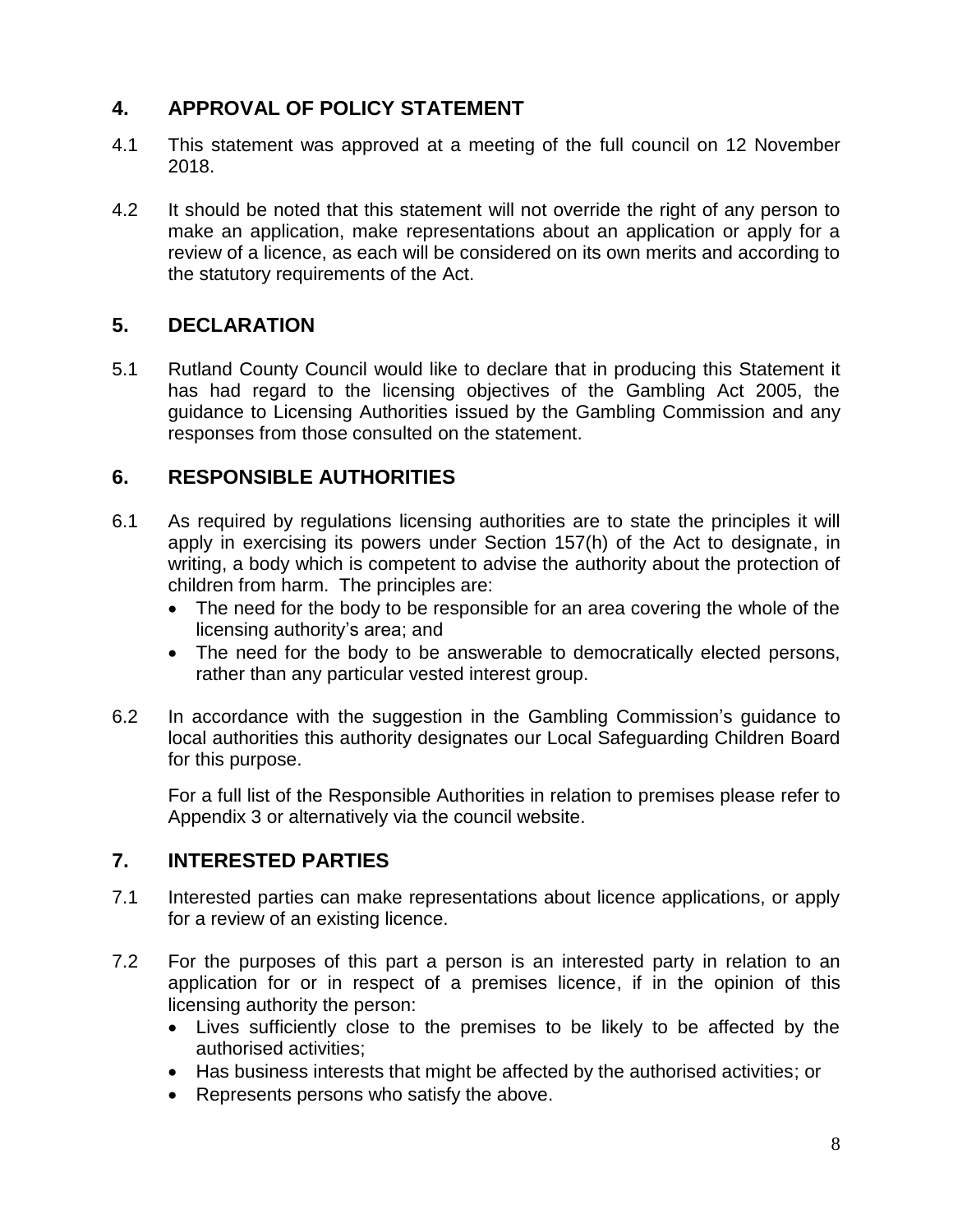## 4. APPROVAL OF POLICY STATEMENT

4.1 This statement was approved at a meeting of the full council on 12 November 2018.

4.2 It should be noted that this statement will not override the right of any person to make an application, make representations about an application or apply for a review of a licence, as each will be considered on its own merits and according to the statutory requirements of the Act.

## 5. DECLARATION

5.1 Rutland County Council would like to declare that in producing this Statement it has had regard to the licensing objectives of the Gambling Act 2005, the guidance to Licensing Authorities issued by the Gambling Commission and any responses from those consulted on the statement.

## 6. RESPONSIBLE AUTHORITIES

6.1 As required by regulations licensing authorities are to state the principles it will apply in exercising its powers under Section 157(h) of the Act to designate, in writing, a body which is competent to advise the authority about the protection of children from harm. The principles are:

- The need for the body to be responsible for an area covering the whole of the licensing authority's area; and
- The need for the body to be answerable to democratically elected persons, rather than any particular vested interest group.

6.2 In accordance with the suggestion in the Gambling Commission's guidance to local authorities this authority designates our Local Safeguarding Children Board for this purpose.

For a full list of the Responsible Authorities in relation to premises please refer to Appendix 3 or alternatively via the council website.

## 7. INTERESTED PARTIES

7.1 Interested parties can make representations about licence applications, or apply for a review of an existing licence.

7.2 For the purposes of this part a person is an interested party in relation to an application for or in respect of a premises licence, if in the opinion of this licensing authority the person:

- Lives sufficiently close to the premises to be likely to be affected by the authorised activities;
- Has business interests that might be affected by the authorised activities; or
- Represents persons who satisfy the above.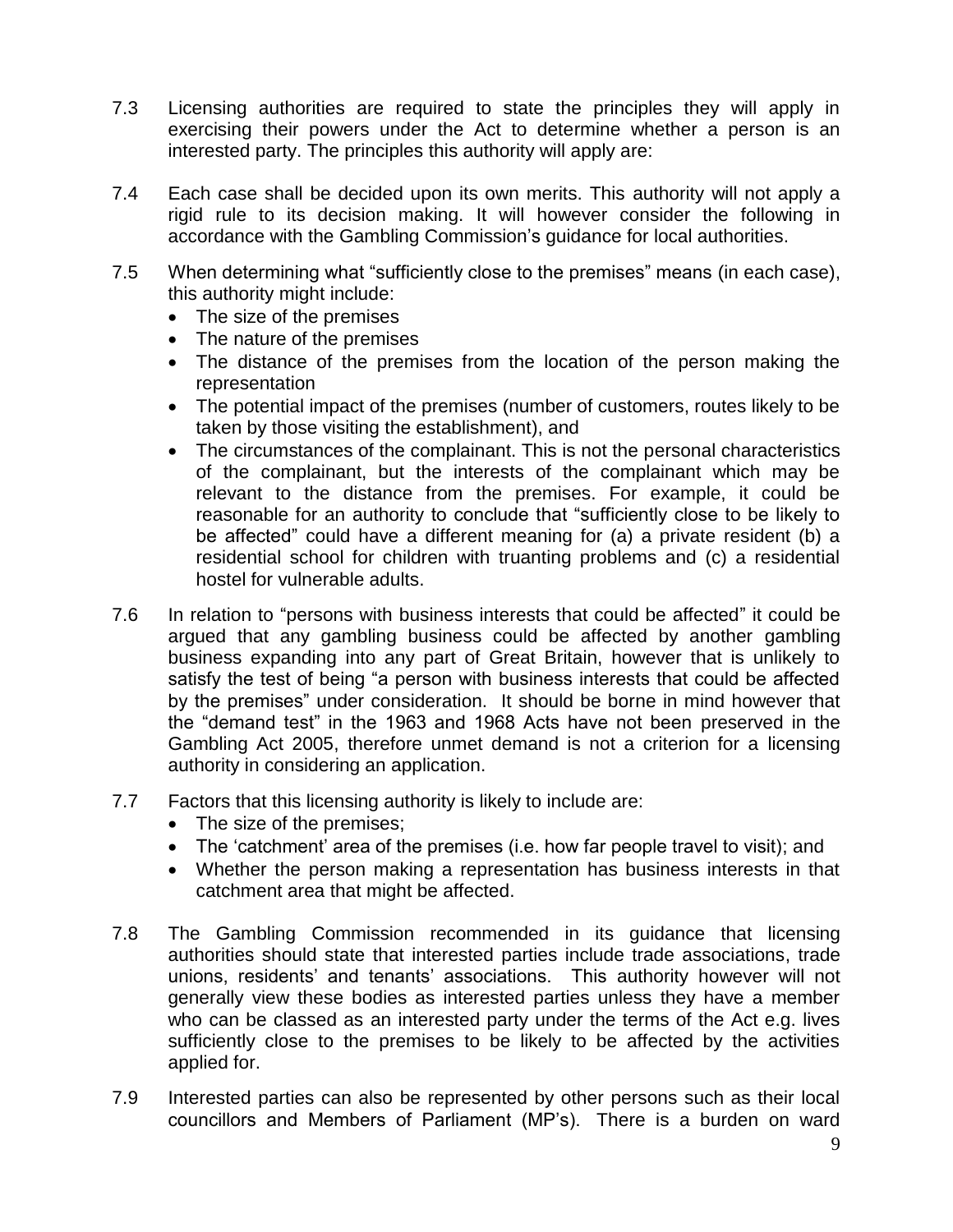7.3 Licensing authorities are required to state the principles they will apply in exercising their powers under the Act to determine whether a person is an interested party. The principles this authority will apply are:

7.4 Each case shall be decided upon its own merits. This authority will not apply a rigid rule to its decision making. It will however consider the following in accordance with the Gambling Commission's guidance for local authorities.

7.5 When determining what "sufficiently close to the premises" means (in each case), this authority might include:

- The size of the premises
- The nature of the premises
- The distance of the premises from the location of the person making the representation
- The potential impact of the premises (number of customers, routes likely to be taken by those visiting the establishment), and
- The circumstances of the complainant. This is not the personal characteristics of the complainant, but the interests of the complainant which may be relevant to the distance from the premises. For example, it could be reasonable for an authority to conclude that "sufficiently close to be likely to be affected" could have a different meaning for (a) a private resident (b) a residential school for children with truanting problems and (c) a residential hostel for vulnerable adults.

7.6 In relation to "persons with business interests that could be affected" it could be argued that any gambling business could be affected by another gambling business expanding into any part of Great Britain, however that is unlikely to satisfy the test of being "a person with business interests that could be affected by the premises" under consideration. It should be borne in mind however that the "demand test" in the 1963 and 1968 Acts have not been preserved in the Gambling Act 2005, therefore unmet demand is not a criterion for a licensing authority in considering an application.

7.7 Factors that this licensing authority is likely to include are:

- The size of the premises;
- The 'catchment' area of the premises (i.e. how far people travel to visit); and
- Whether the person making a representation has business interests in that catchment area that might be affected.

7.8 The Gambling Commission recommended in its guidance that licensing authorities should state that interested parties include trade associations, trade unions, residents' and tenants' associations. This authority however will not generally view these bodies as interested parties unless they have a member who can be classed as an interested party under the terms of the Act e.g. lives sufficiently close to the premises to be likely to be affected by the activities applied for.

7.9 Interested parties can also be represented by other persons such as their local councillors and Members of Parliament (MP's). There is a burden on ward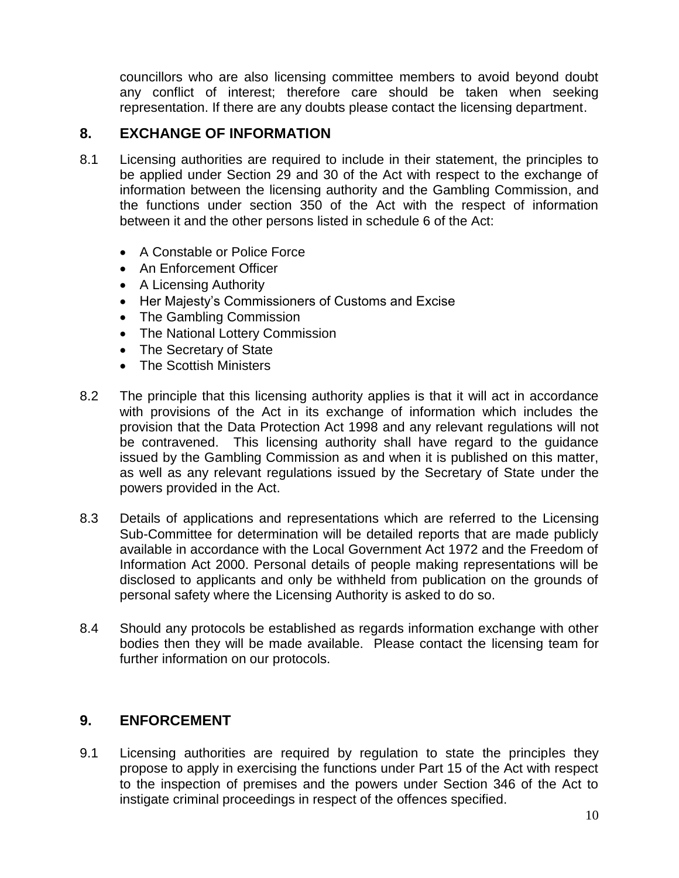councillors who are also licensing committee members to avoid beyond doubt any conflict of interest; therefore care should be taken when seeking representation. If there are any doubts please contact the licensing department.

## 8. EXCHANGE OF INFORMATION

8.1 Licensing authorities are required to include in their statement, the principles to be applied under Section 29 and 30 of the Act with respect to the exchange of information between the licensing authority and the Gambling Commission, and the functions under section 350 of the Act with the respect of information between it and the other persons listed in schedule 6 of the Act:

- A Constable or Police Force
- An Enforcement Officer
- A Licensing Authority
- Her Majesty's Commissioners of Customs and Excise
- The Gambling Commission
- The National Lottery Commission
- The Secretary of State
- The Scottish Ministers

8.2 The principle that this licensing authority applies is that it will act in accordance with provisions of the Act in its exchange of information which includes the provision that the Data Protection Act 1998 and any relevant regulations will not be contravened. This licensing authority shall have regard to the guidance issued by the Gambling Commission as and when it is published on this matter, as well as any relevant regulations issued by the Secretary of State under the powers provided in the Act.

8.3 Details of applications and representations which are referred to the Licensing Sub-Committee for determination will be detailed reports that are made publicly available in accordance with the Local Government Act 1972 and the Freedom of Information Act 2000. Personal details of people making representations will be disclosed to applicants and only be withheld from publication on the grounds of personal safety where the Licensing Authority is asked to do so.

8.4 Should any protocols be established as regards information exchange with other bodies then they will be made available. Please contact the licensing team for further information on our protocols.

## 9. ENFORCEMENT

9.1 Licensing authorities are required by regulation to state the principles they propose to apply in exercising the functions under Part 15 of the Act with respect to the inspection of premises and the powers under Section 346 of the Act to instigate criminal proceedings in respect of the offences specified.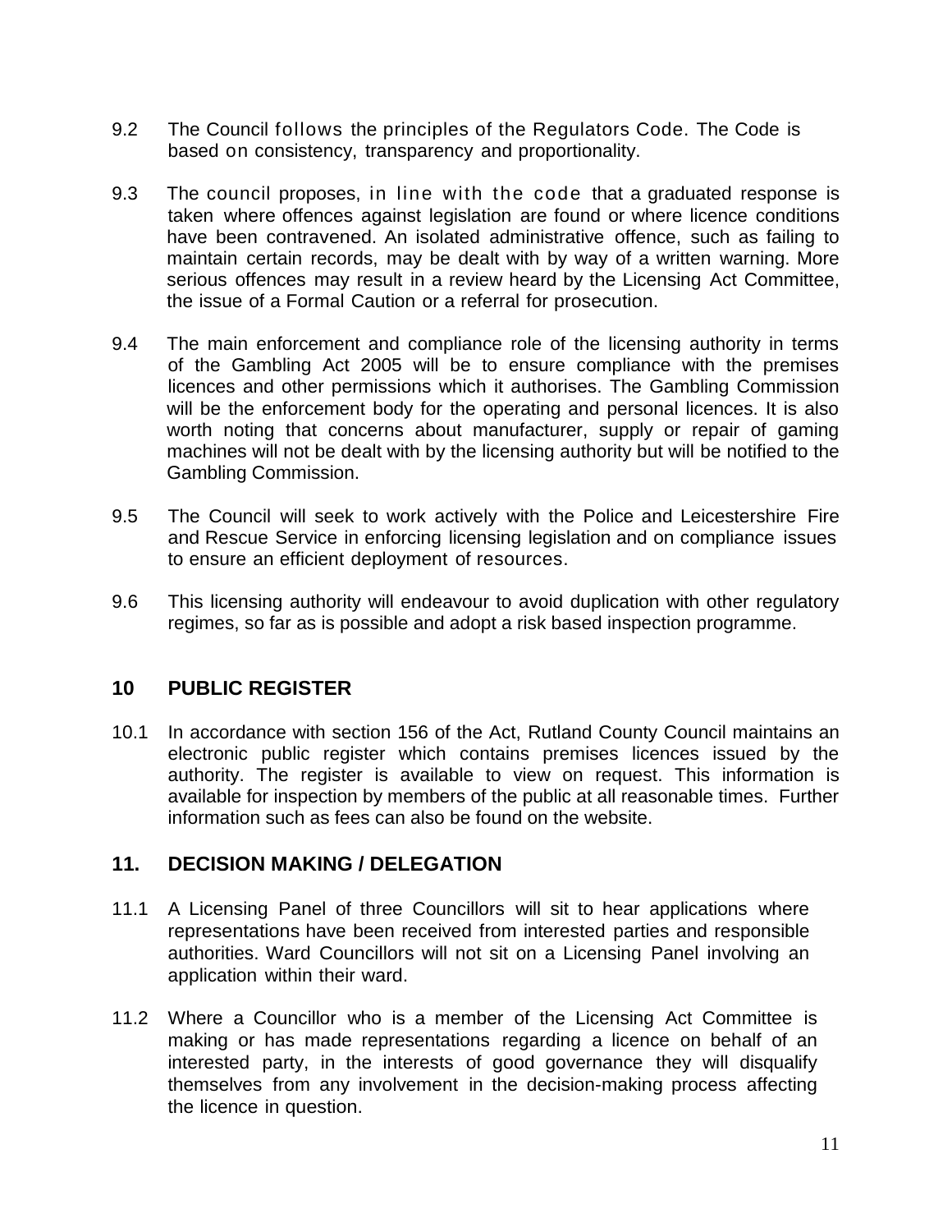9.2 The Council follows the principles of the Regulators Code. The Code is based on consistency, transparency and proportionality.

9.3 The council proposes, in line with the code that a graduated response is taken where offences against legislation are found or where licence conditions have been contravened. An isolated administrative offence, such as failing to maintain certain records, may be dealt with by way of a written warning. More serious offences may result in a review heard by the Licensing Act Committee, the issue of a Formal Caution or a referral for prosecution.

9.4 The main enforcement and compliance role of the licensing authority in terms of the Gambling Act 2005 will be to ensure compliance with the premises licences and other permissions which it authorises. The Gambling Commission will be the enforcement body for the operating and personal licences. It is also worth noting that concerns about manufacturer, supply or repair of gaming machines will not be dealt with by the licensing authority but will be notified to the Gambling Commission.

9.5 The Council will seek to work actively with the Police and Leicestershire Fire and Rescue Service in enforcing licensing legislation and on compliance issues to ensure an efficient deployment of resources.

9.6 This licensing authority will endeavour to avoid duplication with other regulatory regimes, so far as is possible and adopt a risk based inspection programme.

## 10 PUBLIC REGISTER

10.1 In accordance with section 156 of the Act, Rutland County Council maintains an electronic public register which contains premises licences issued by the authority. The register is available to view on request. This information is available for inspection by members of the public at all reasonable times. Further information such as fees can also be found on the website.

## 11. DECISION MAKING / DELEGATION

11.1 A Licensing Panel of three Councillors will sit to hear applications where representations have been received from interested parties and responsible authorities. Ward Councillors will not sit on a Licensing Panel involving an application within their ward.

11.2 Where a Councillor who is a member of the Licensing Act Committee is making or has made representations regarding a licence on behalf of an interested party, in the interests of good governance they will disqualify themselves from any involvement in the decision-making process affecting the licence in question.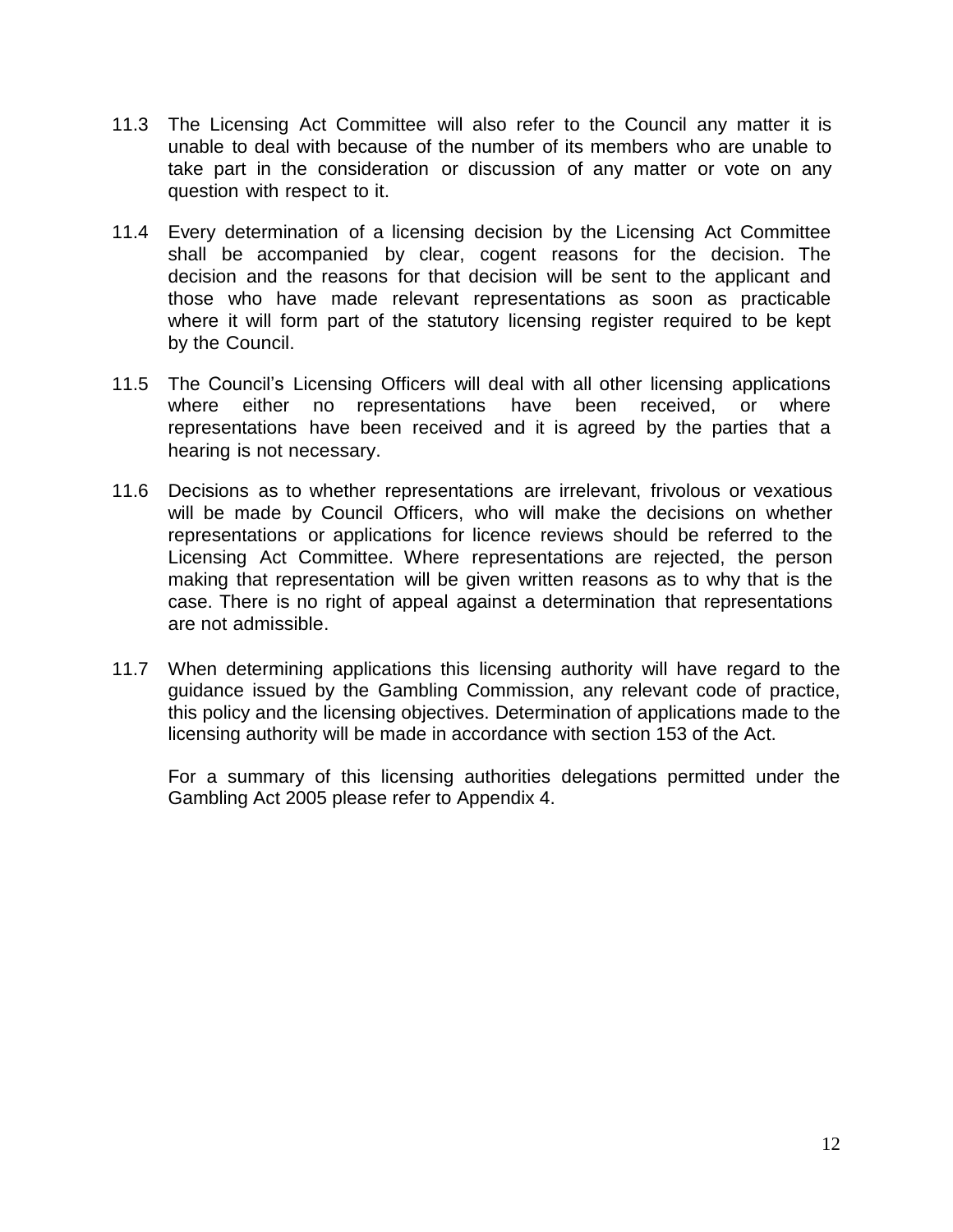11.3 The Licensing Act Committee will also refer to the Council any matter it is unable to deal with because of the number of its members who are unable to take part in the consideration or discussion of any matter or vote on any question with respect to it.

11.4 Every determination of a licensing decision by the Licensing Act Committee shall be accompanied by clear, cogent reasons for the decision. The decision and the reasons for that decision will be sent to the applicant and those who have made relevant representations as soon as practicable where it will form part of the statutory licensing register required to be kept by the Council.

11.5 The Council's Licensing Officers will deal with all other licensing applications where either no representations have been received, or where representations have been received and it is agreed by the parties that a hearing is not necessary.

11.6 Decisions as to whether representations are irrelevant, frivolous or vexatious will be made by Council Officers, who will make the decisions on whether representations or applications for licence reviews should be referred to the Licensing Act Committee. Where representations are rejected, the person making that representation will be given written reasons as to why that is the case. There is no right of appeal against a determination that representations are not admissible.

11.7 When determining applications this licensing authority will have regard to the guidance issued by the Gambling Commission, any relevant code of practice, this policy and the licensing objectives. Determination of applications made to the licensing authority will be made in accordance with section 153 of the Act.

For a summary of this licensing authorities delegations permitted under the Gambling Act 2005 please refer to Appendix 4.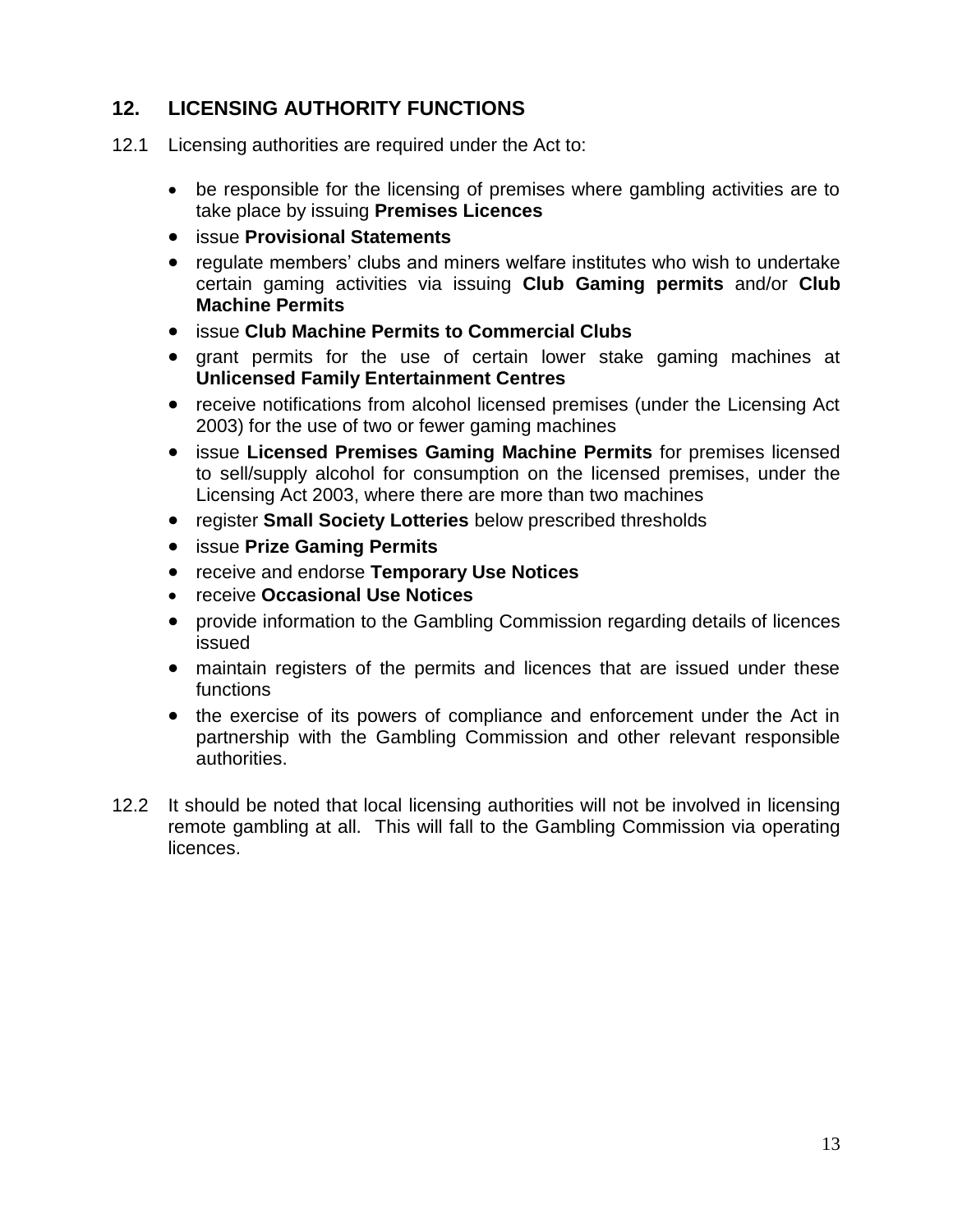## 12. LICENSING AUTHORITY FUNCTIONS

12.1 Licensing authorities are required under the Act to:

- be responsible for the licensing of premises where gambling activities are to take place by issuing **Premises Licences**
- issue **Provisional Statements**
- regulate members' clubs and miners welfare institutes who wish to undertake certain gaming activities via issuing **Club Gaming permits** and/or **Club Machine Permits**
- issue **Club Machine Permits to Commercial Clubs**
- grant permits for the use of certain lower stake gaming machines at **Unlicensed Family Entertainment Centres**
- receive notifications from alcohol licensed premises (under the Licensing Act 2003) for the use of two or fewer gaming machines
- issue **Licensed Premises Gaming Machine Permits** for premises licensed to sell/supply alcohol for consumption on the licensed premises, under the Licensing Act 2003, where there are more than two machines
- register **Small Society Lotteries** below prescribed thresholds
- issue **Prize Gaming Permits**
- receive and endorse **Temporary Use Notices**
- receive **Occasional Use Notices**
- provide information to the Gambling Commission regarding details of licences issued
- maintain registers of the permits and licences that are issued under these functions
- the exercise of its powers of compliance and enforcement under the Act in partnership with the Gambling Commission and other relevant responsible authorities.

12.2 It should be noted that local licensing authorities will not be involved in licensing remote gambling at all. This will fall to the Gambling Commission via operating licences.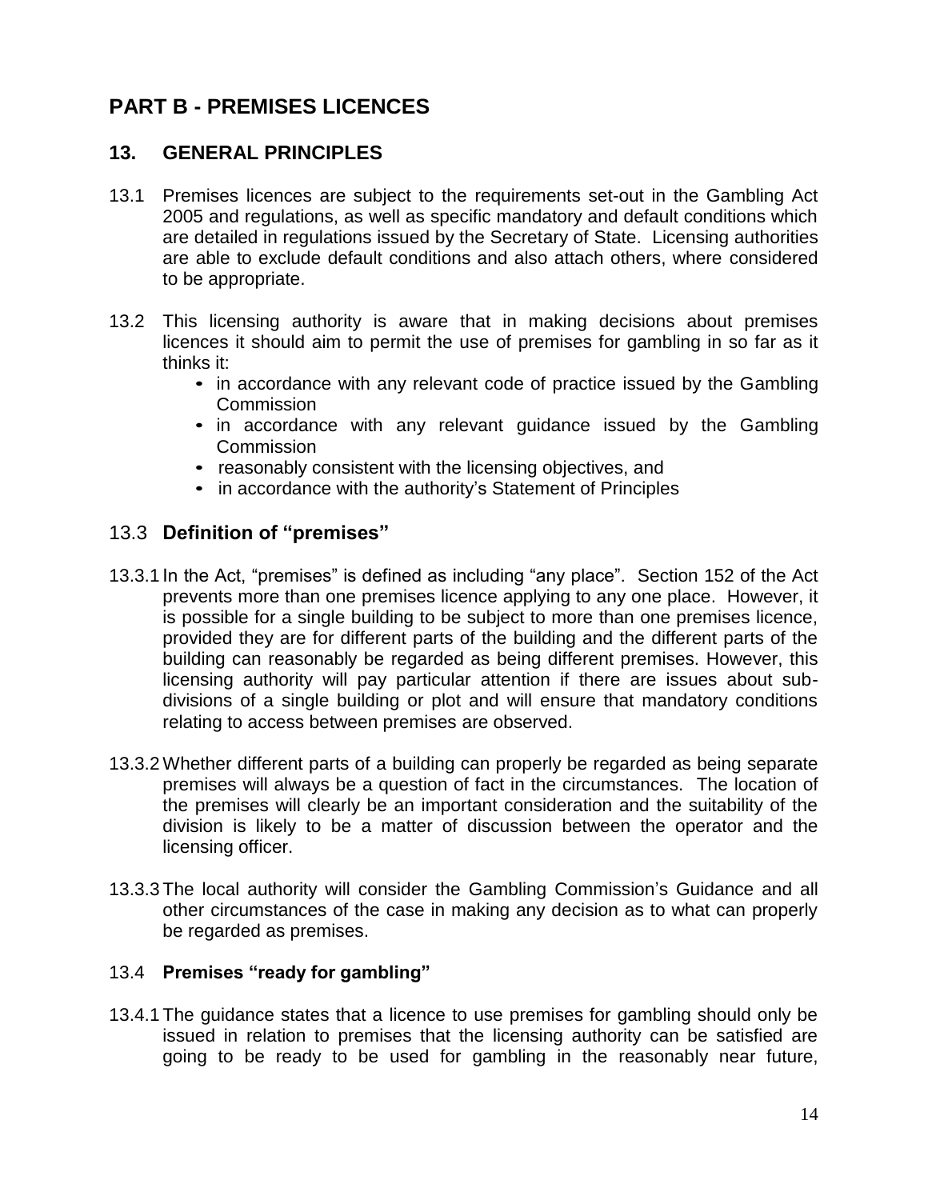# PART B - PREMISES LICENCES

## 13. GENERAL PRINCIPLES

13.1 Premises licences are subject to the requirements set-out in the Gambling Act 2005 and regulations, as well as specific mandatory and default conditions which are detailed in regulations issued by the Secretary of State. Licensing authorities are able to exclude default conditions and also attach others, where considered to be appropriate.

13.2 This licensing authority is aware that in making decisions about premises licences it should aim to permit the use of premises for gambling in so far as it thinks it:

- in accordance with any relevant code of practice issued by the Gambling Commission
- in accordance with any relevant guidance issued by the Gambling Commission
- reasonably consistent with the licensing objectives, and
- in accordance with the authority's Statement of Principles

### 13.3 Definition of "premises"

13.3.1 In the Act, "premises" is defined as including "any place". Section 152 of the Act prevents more than one premises licence applying to any one place. However, it is possible for a single building to be subject to more than one premises licence, provided they are for different parts of the building and the different parts of the building can reasonably be regarded as being different premises. However, this licensing authority will pay particular attention if there are issues about sub-divisions of a single building or plot and will ensure that mandatory conditions relating to access between premises are observed.

13.3.2 Whether different parts of a building can properly be regarded as being separate premises will always be a question of fact in the circumstances. The location of the premises will clearly be an important consideration and the suitability of the division is likely to be a matter of discussion between the operator and the licensing officer.

13.3.3 The local authority will consider the Gambling Commission's Guidance and all other circumstances of the case in making any decision as to what can properly be regarded as premises.

### 13.4 Premises "ready for gambling"

13.4.1 The guidance states that a licence to use premises for gambling should only be issued in relation to premises that the licensing authority can be satisfied are going to be ready to be used for gambling in the reasonably near future,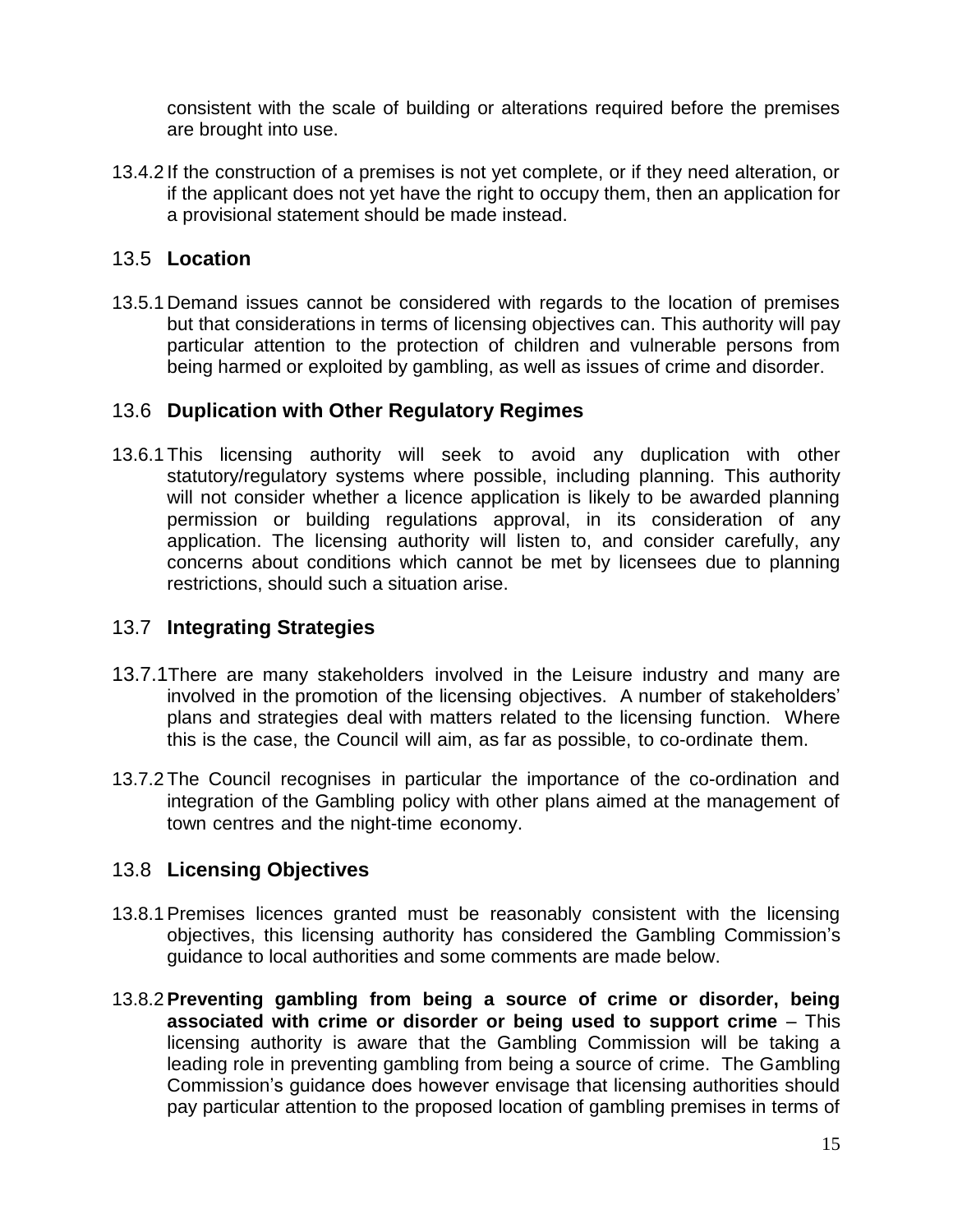consistent with the scale of building or alterations required before the premises are brought into use.

13.4.2 If the construction of a premises is not yet complete, or if they need alteration, or if the applicant does not yet have the right to occupy them, then an application for a provisional statement should be made instead.

## 13.5 Location

13.5.1 Demand issues cannot be considered with regards to the location of premises but that considerations in terms of licensing objectives can. This authority will pay particular attention to the protection of children and vulnerable persons from being harmed or exploited by gambling, as well as issues of crime and disorder.

## 13.6 Duplication with Other Regulatory Regimes

13.6.1 This licensing authority will seek to avoid any duplication with other statutory/regulatory systems where possible, including planning. This authority will not consider whether a licence application is likely to be awarded planning permission or building regulations approval, in its consideration of any application. The licensing authority will listen to, and consider carefully, any concerns about conditions which cannot be met by licensees due to planning restrictions, should such a situation arise.

## 13.7 Integrating Strategies

13.7.1 There are many stakeholders involved in the Leisure industry and many are involved in the promotion of the licensing objectives. A number of stakeholders' plans and strategies deal with matters related to the licensing function. Where this is the case, the Council will aim, as far as possible, to co-ordinate them.

13.7.2 The Council recognises in particular the importance of the co-ordination and integration of the Gambling policy with other plans aimed at the management of town centres and the night-time economy.

## 13.8 Licensing Objectives

13.8.1 Premises licences granted must be reasonably consistent with the licensing objectives, this licensing authority has considered the Gambling Commission's guidance to local authorities and some comments are made below.

13.8.2 **Preventing gambling from being a source of crime or disorder, being associated with crime or disorder or being used to support crime** – This licensing authority is aware that the Gambling Commission will be taking a leading role in preventing gambling from being a source of crime. The Gambling Commission's guidance does however envisage that licensing authorities should pay particular attention to the proposed location of gambling premises in terms of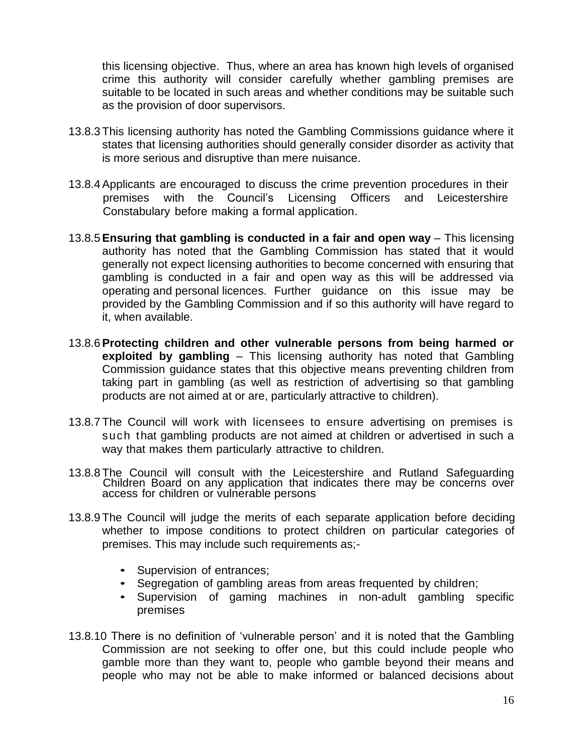this licensing objective. Thus, where an area has known high levels of organised crime this authority will consider carefully whether gambling premises are suitable to be located in such areas and whether conditions may be suitable such as the provision of door supervisors.

13.8.3 This licensing authority has noted the Gambling Commissions guidance where it states that licensing authorities should generally consider disorder as activity that is more serious and disruptive than mere nuisance.

13.8.4 Applicants are encouraged to discuss the crime prevention procedures in their premises with the Council's Licensing Officers and Leicestershire Constabulary before making a formal application.

13.8.5 **Ensuring that gambling is conducted in a fair and open way** – This licensing authority has noted that the Gambling Commission has stated that it would generally not expect licensing authorities to become concerned with ensuring that gambling is conducted in a fair and open way as this will be addressed via operating and personal licences. Further guidance on this issue may be provided by the Gambling Commission and if so this authority will have regard to it, when available.

13.8.6 **Protecting children and other vulnerable persons from being harmed or exploited by gambling** – This licensing authority has noted that Gambling Commission guidance states that this objective means preventing children from taking part in gambling (as well as restriction of advertising so that gambling products are not aimed at or are, particularly attractive to children).

13.8.7 The Council will work with licensees to ensure advertising on premises is such that gambling products are not aimed at children or advertised in such a way that makes them particularly attractive to children.

13.8.8 The Council will consult with the Leicestershire and Rutland Safeguarding Children Board on any application that indicates there may be concerns over access for children or vulnerable persons

13.8.9 The Council will judge the merits of each separate application before deciding whether to impose conditions to protect children on particular categories of premises. This may include such requirements as;-

- Supervision of entrances;
- Segregation of gambling areas from areas frequented by children;
- Supervision of gaming machines in non-adult gambling specific premises

13.8.10 There is no definition of 'vulnerable person' and it is noted that the Gambling Commission are not seeking to offer one, but this could include people who gamble more than they want to, people who gamble beyond their means and people who may not be able to make informed or balanced decisions about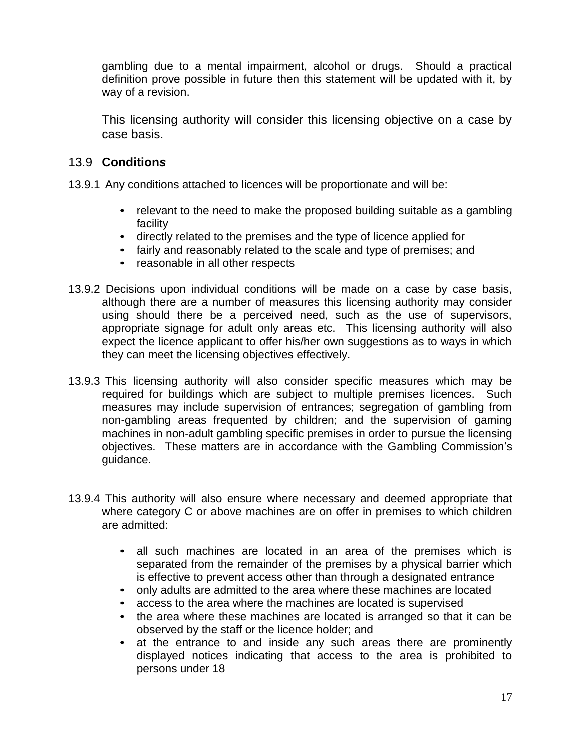gambling due to a mental impairment, alcohol or drugs. Should a practical definition prove possible in future then this statement will be updated with it, by way of a revision.

This licensing authority will consider this licensing objective on a case by case basis.

## 13.9 **Conditions**

13.9.1 Any conditions attached to licences will be proportionate and will be:

- relevant to the need to make the proposed building suitable as a gambling facility
- directly related to the premises and the type of licence applied for
- fairly and reasonably related to the scale and type of premises; and
- reasonable in all other respects

13.9.2 Decisions upon individual conditions will be made on a case by case basis, although there are a number of measures this licensing authority may consider using should there be a perceived need, such as the use of supervisors, appropriate signage for adult only areas etc. This licensing authority will also expect the licence applicant to offer his/her own suggestions as to ways in which they can meet the licensing objectives effectively.

13.9.3 This licensing authority will also consider specific measures which may be required for buildings which are subject to multiple premises licences. Such measures may include supervision of entrances; segregation of gambling from non-gambling areas frequented by children; and the supervision of gaming machines in non-adult gambling specific premises in order to pursue the licensing objectives. These matters are in accordance with the Gambling Commission's guidance.

13.9.4 This authority will also ensure where necessary and deemed appropriate that where category C or above machines are on offer in premises to which children are admitted:

- all such machines are located in an area of the premises which is separated from the remainder of the premises by a physical barrier which is effective to prevent access other than through a designated entrance
- only adults are admitted to the area where these machines are located
- access to the area where the machines are located is supervised
- the area where these machines are located is arranged so that it can be observed by the staff or the licence holder; and
- at the entrance to and inside any such areas there are prominently displayed notices indicating that access to the area is prohibited to persons under 18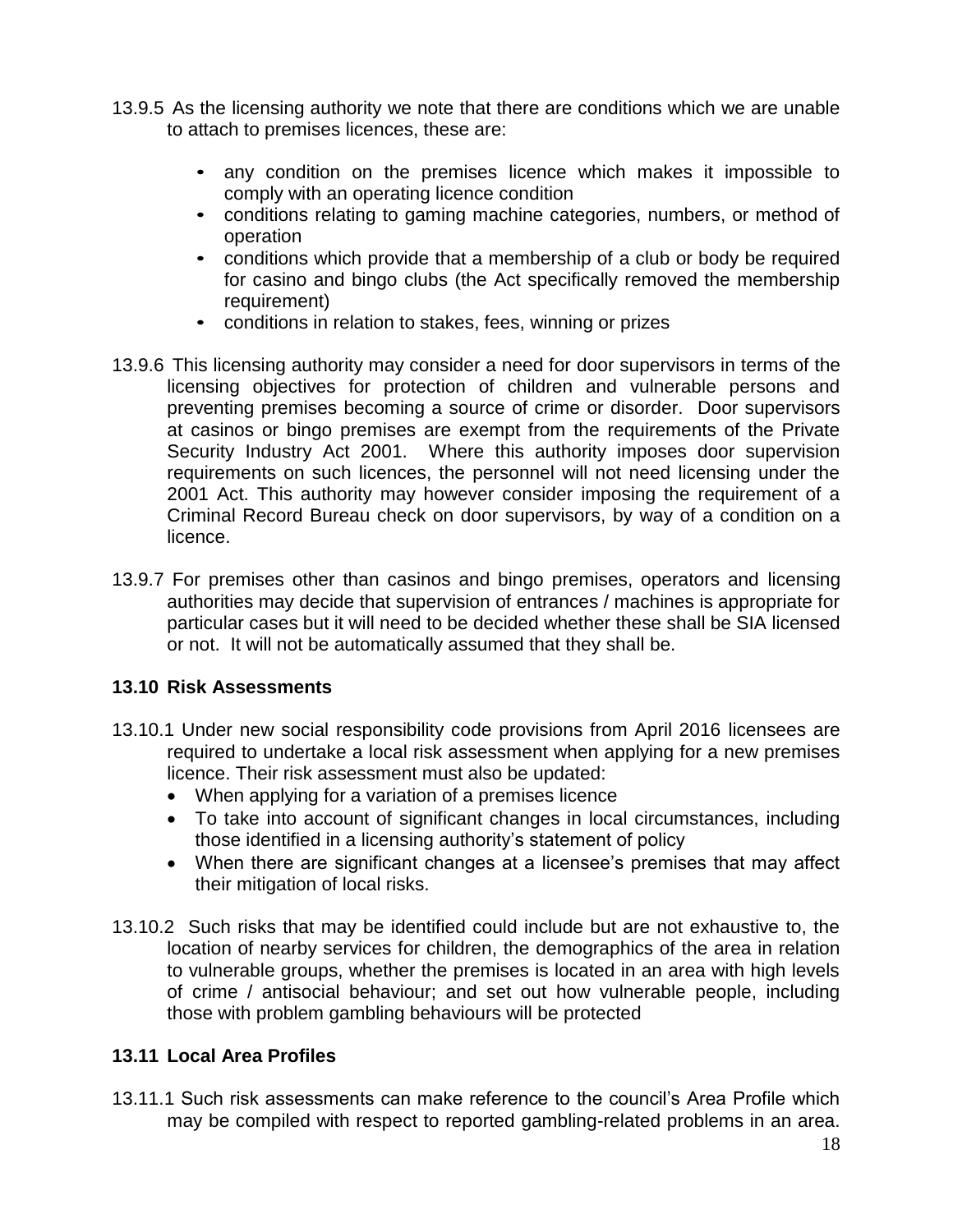13.9.5 As the licensing authority we note that there are conditions which we are unable to attach to premises licences, these are:

- any condition on the premises licence which makes it impossible to comply with an operating licence condition
- conditions relating to gaming machine categories, numbers, or method of operation
- conditions which provide that a membership of a club or body be required for casino and bingo clubs (the Act specifically removed the membership requirement)
- conditions in relation to stakes, fees, winning or prizes

13.9.6 This licensing authority may consider a need for door supervisors in terms of the licensing objectives for protection of children and vulnerable persons and preventing premises becoming a source of crime or disorder. Door supervisors at casinos or bingo premises are exempt from the requirements of the Private Security Industry Act 2001. Where this authority imposes door supervision requirements on such licences, the personnel will not need licensing under the 2001 Act. This authority may however consider imposing the requirement of a Criminal Record Bureau check on door supervisors, by way of a condition on a licence.

13.9.7 For premises other than casinos and bingo premises, operators and licensing authorities may decide that supervision of entrances / machines is appropriate for particular cases but it will need to be decided whether these shall be SIA licensed or not. It will not be automatically assumed that they shall be.

### 13.10 Risk Assessments

13.10.1 Under new social responsibility code provisions from April 2016 licensees are required to undertake a local risk assessment when applying for a new premises licence. Their risk assessment must also be updated:

- When applying for a variation of a premises licence
- To take into account of significant changes in local circumstances, including those identified in a licensing authority's statement of policy
- When there are significant changes at a licensee's premises that may affect their mitigation of local risks.

13.10.2 Such risks that may be identified could include but are not exhaustive to, the location of nearby services for children, the demographics of the area in relation to vulnerable groups, whether the premises is located in an area with high levels of crime / antisocial behaviour; and set out how vulnerable people, including those with problem gambling behaviours will be protected

### 13.11 Local Area Profiles

13.11.1 Such risk assessments can make reference to the council's Area Profile which may be compiled with respect to reported gambling-related problems in an area.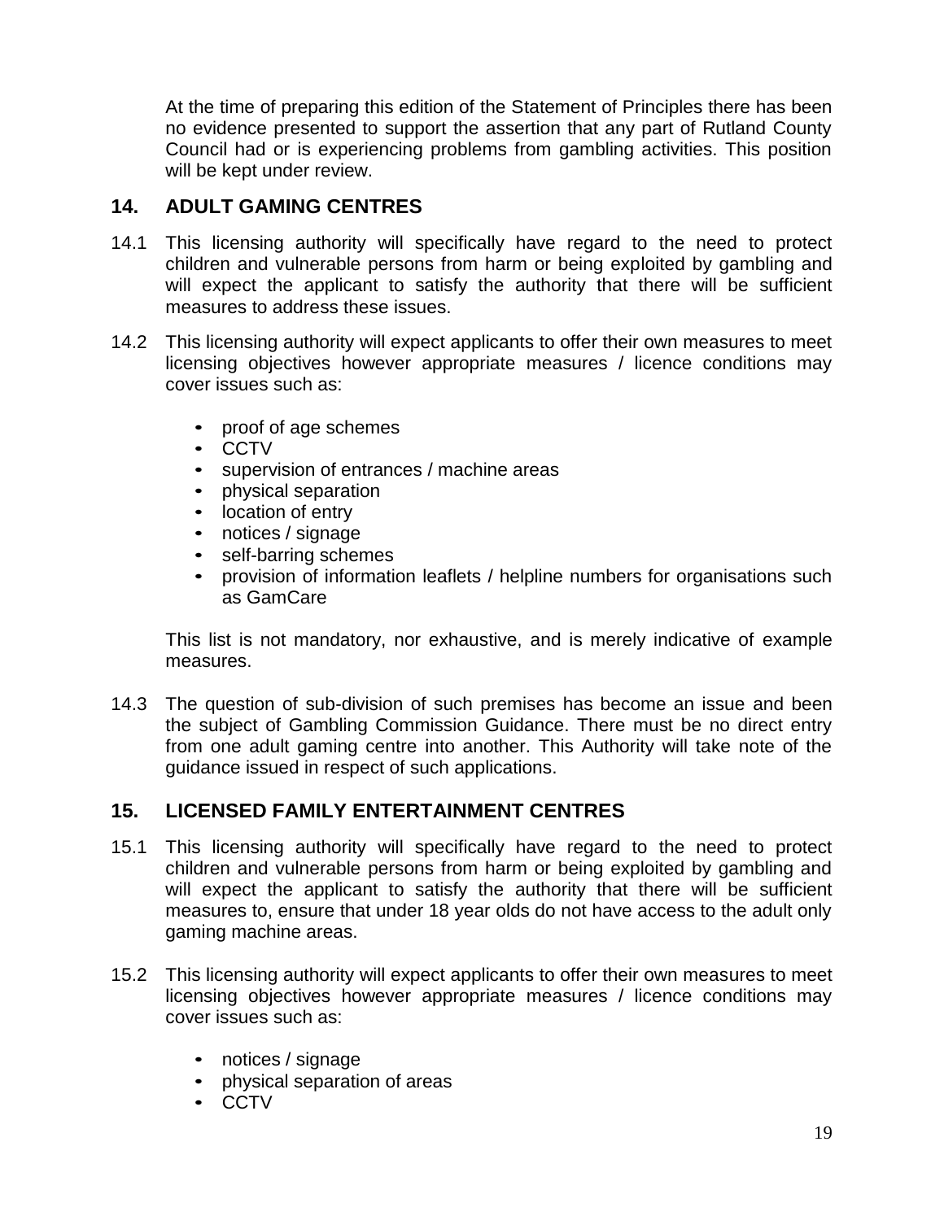At the time of preparing this edition of the Statement of Principles there has been no evidence presented to support the assertion that any part of Rutland County Council had or is experiencing problems from gambling activities. This position will be kept under review.

## 14. ADULT GAMING CENTRES

14.1 This licensing authority will specifically have regard to the need to protect children and vulnerable persons from harm or being exploited by gambling and will expect the applicant to satisfy the authority that there will be sufficient measures to address these issues.

14.2 This licensing authority will expect applicants to offer their own measures to meet licensing objectives however appropriate measures / licence conditions may cover issues such as:

- proof of age schemes
- CCTV
- supervision of entrances / machine areas
- physical separation
- location of entry
- notices / signage
- self-barring schemes
- provision of information leaflets / helpline numbers for organisations such as GamCare

This list is not mandatory, nor exhaustive, and is merely indicative of example measures.

14.3 The question of sub-division of such premises has become an issue and been the subject of Gambling Commission Guidance. There must be no direct entry from one adult gaming centre into another. This Authority will take note of the guidance issued in respect of such applications.

## 15. LICENSED FAMILY ENTERTAINMENT CENTRES

15.1 This licensing authority will specifically have regard to the need to protect children and vulnerable persons from harm or being exploited by gambling and will expect the applicant to satisfy the authority that there will be sufficient measures to, ensure that under 18 year olds do not have access to the adult only gaming machine areas.

15.2 This licensing authority will expect applicants to offer their own measures to meet licensing objectives however appropriate measures / licence conditions may cover issues such as:

- notices / signage
- physical separation of areas
- CCTV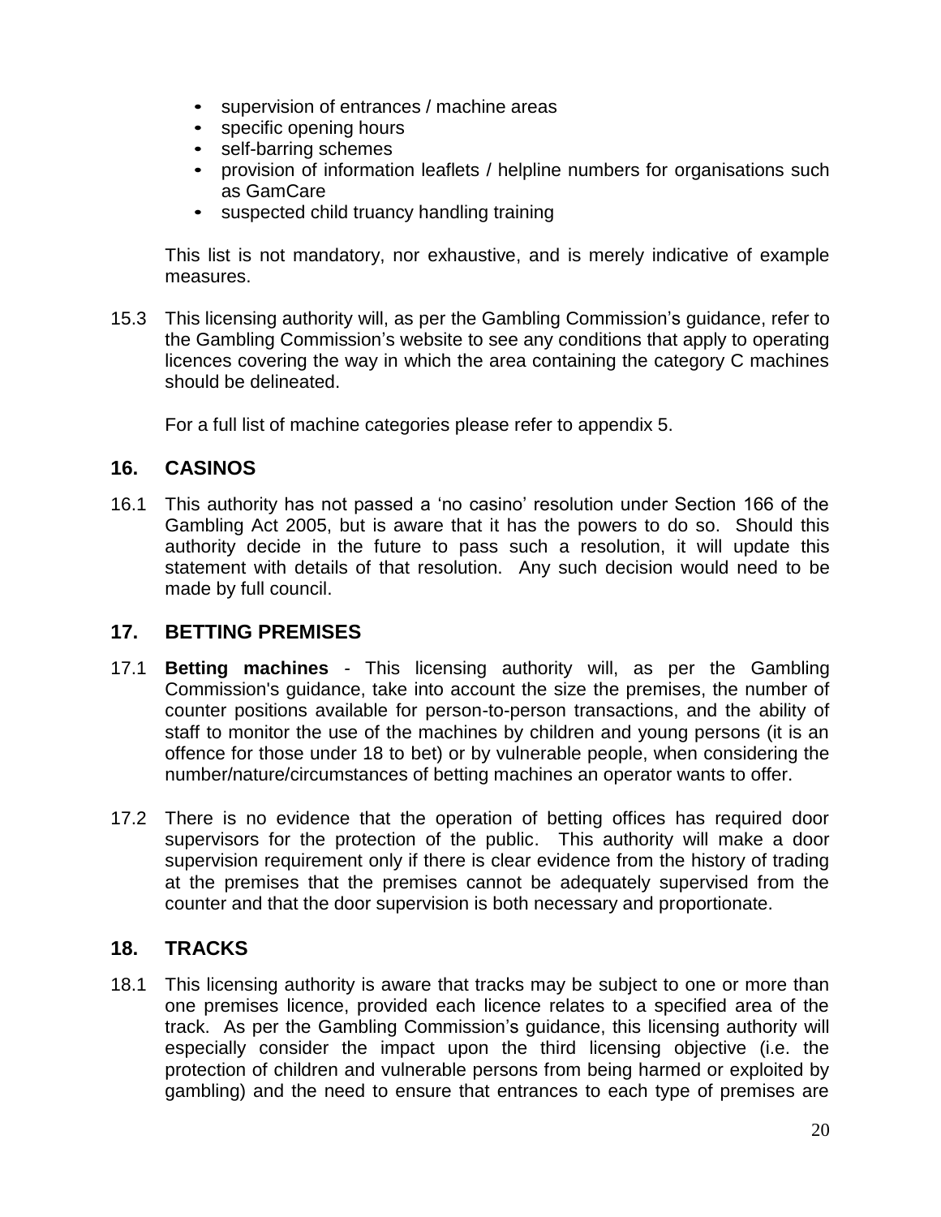- supervision of entrances / machine areas
- specific opening hours
- self-barring schemes
- provision of information leaflets / helpline numbers for organisations such as GamCare
- suspected child truancy handling training

This list is not mandatory, nor exhaustive, and is merely indicative of example measures.

15.3 This licensing authority will, as per the Gambling Commission's guidance, refer to the Gambling Commission's website to see any conditions that apply to operating licences covering the way in which the area containing the category C machines should be delineated.

For a full list of machine categories please refer to appendix 5.

## 16. CASINOS

16.1 This authority has not passed a 'no casino' resolution under Section 166 of the Gambling Act 2005, but is aware that it has the powers to do so. Should this authority decide in the future to pass such a resolution, it will update this statement with details of that resolution. Any such decision would need to be made by full council.

## 17. BETTING PREMISES

17.1 **Betting machines** - This licensing authority will, as per the Gambling Commission's guidance, take into account the size the premises, the number of counter positions available for person-to-person transactions, and the ability of staff to monitor the use of the machines by children and young persons (it is an offence for those under 18 to bet) or by vulnerable people, when considering the number/nature/circumstances of betting machines an operator wants to offer.

17.2 There is no evidence that the operation of betting offices has required door supervisors for the protection of the public. This authority will make a door supervision requirement only if there is clear evidence from the history of trading at the premises that the premises cannot be adequately supervised from the counter and that the door supervision is both necessary and proportionate.

## 18. TRACKS

18.1 This licensing authority is aware that tracks may be subject to one or more than one premises licence, provided each licence relates to a specified area of the track. As per the Gambling Commission's guidance, this licensing authority will especially consider the impact upon the third licensing objective (i.e. the protection of children and vulnerable persons from being harmed or exploited by gambling) and the need to ensure that entrances to each type of premises are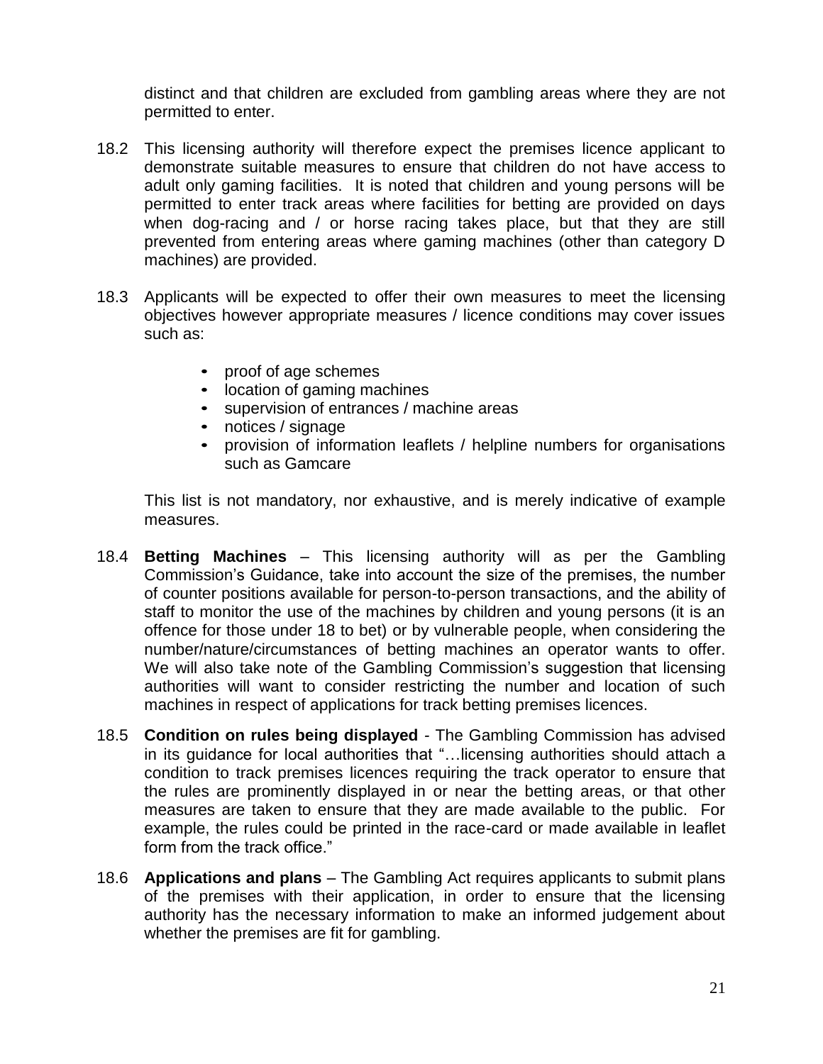distinct and that children are excluded from gambling areas where they are not permitted to enter.

18.2 This licensing authority will therefore expect the premises licence applicant to demonstrate suitable measures to ensure that children do not have access to adult only gaming facilities. It is noted that children and young persons will be permitted to enter track areas where facilities for betting are provided on days when dog-racing and / or horse racing takes place, but that they are still prevented from entering areas where gaming machines (other than category D machines) are provided.

18.3 Applicants will be expected to offer their own measures to meet the licensing objectives however appropriate measures / licence conditions may cover issues such as:

- proof of age schemes
- location of gaming machines
- supervision of entrances / machine areas
- notices / signage
- provision of information leaflets / helpline numbers for organisations such as Gamcare

This list is not mandatory, nor exhaustive, and is merely indicative of example measures.

18.4 **Betting Machines** – This licensing authority will as per the Gambling Commission's Guidance, take into account the size of the premises, the number of counter positions available for person-to-person transactions, and the ability of staff to monitor the use of the machines by children and young persons (it is an offence for those under 18 to bet) or by vulnerable people, when considering the number/nature/circumstances of betting machines an operator wants to offer. We will also take note of the Gambling Commission's suggestion that licensing authorities will want to consider restricting the number and location of such machines in respect of applications for track betting premises licences.

18.5 **Condition on rules being displayed** - The Gambling Commission has advised in its guidance for local authorities that "…licensing authorities should attach a condition to track premises licences requiring the track operator to ensure that the rules are prominently displayed in or near the betting areas, or that other measures are taken to ensure that they are made available to the public. For example, the rules could be printed in the race-card or made available in leaflet form from the track office."

18.6 **Applications and plans** – The Gambling Act requires applicants to submit plans of the premises with their application, in order to ensure that the licensing authority has the necessary information to make an informed judgement about whether the premises are fit for gambling.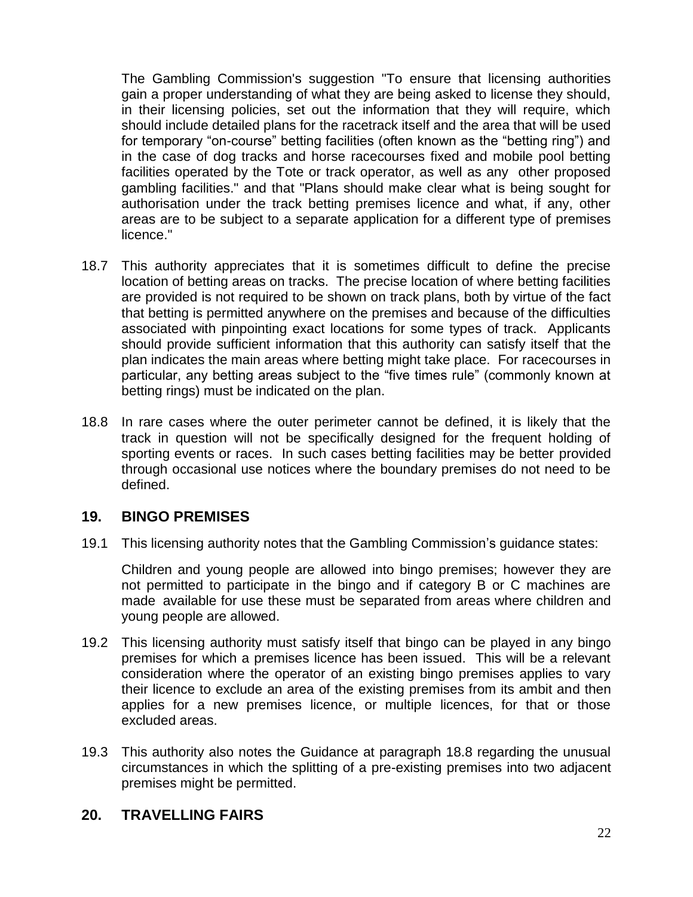The Gambling Commission's suggestion "To ensure that licensing authorities gain a proper understanding of what they are being asked to license they should, in their licensing policies, set out the information that they will require, which should include detailed plans for the racetrack itself and the area that will be used for temporary "on-course" betting facilities (often known as the "betting ring") and in the case of dog tracks and horse racecourses fixed and mobile pool betting facilities operated by the Tote or track operator, as well as any other proposed gambling facilities." and that "Plans should make clear what is being sought for authorisation under the track betting premises licence and what, if any, other areas are to be subject to a separate application for a different type of premises licence."

18.7 This authority appreciates that it is sometimes difficult to define the precise location of betting areas on tracks. The precise location of where betting facilities are provided is not required to be shown on track plans, both by virtue of the fact that betting is permitted anywhere on the premises and because of the difficulties associated with pinpointing exact locations for some types of track. Applicants should provide sufficient information that this authority can satisfy itself that the plan indicates the main areas where betting might take place. For racecourses in particular, any betting areas subject to the "five times rule" (commonly known at betting rings) must be indicated on the plan.

18.8 In rare cases where the outer perimeter cannot be defined, it is likely that the track in question will not be specifically designed for the frequent holding of sporting events or races. In such cases betting facilities may be better provided through occasional use notices where the boundary premises do not need to be defined.

## 19. BINGO PREMISES

19.1 This licensing authority notes that the Gambling Commission's guidance states:

Children and young people are allowed into bingo premises; however they are not permitted to participate in the bingo and if category B or C machines are made available for use these must be separated from areas where children and young people are allowed.

19.2 This licensing authority must satisfy itself that bingo can be played in any bingo premises for which a premises licence has been issued. This will be a relevant consideration where the operator of an existing bingo premises applies to vary their licence to exclude an area of the existing premises from its ambit and then applies for a new premises licence, or multiple licences, for that or those excluded areas.

19.3 This authority also notes the Guidance at paragraph 18.8 regarding the unusual circumstances in which the splitting of a pre-existing premises into two adjacent premises might be permitted.

## 20. TRAVELLING FAIRS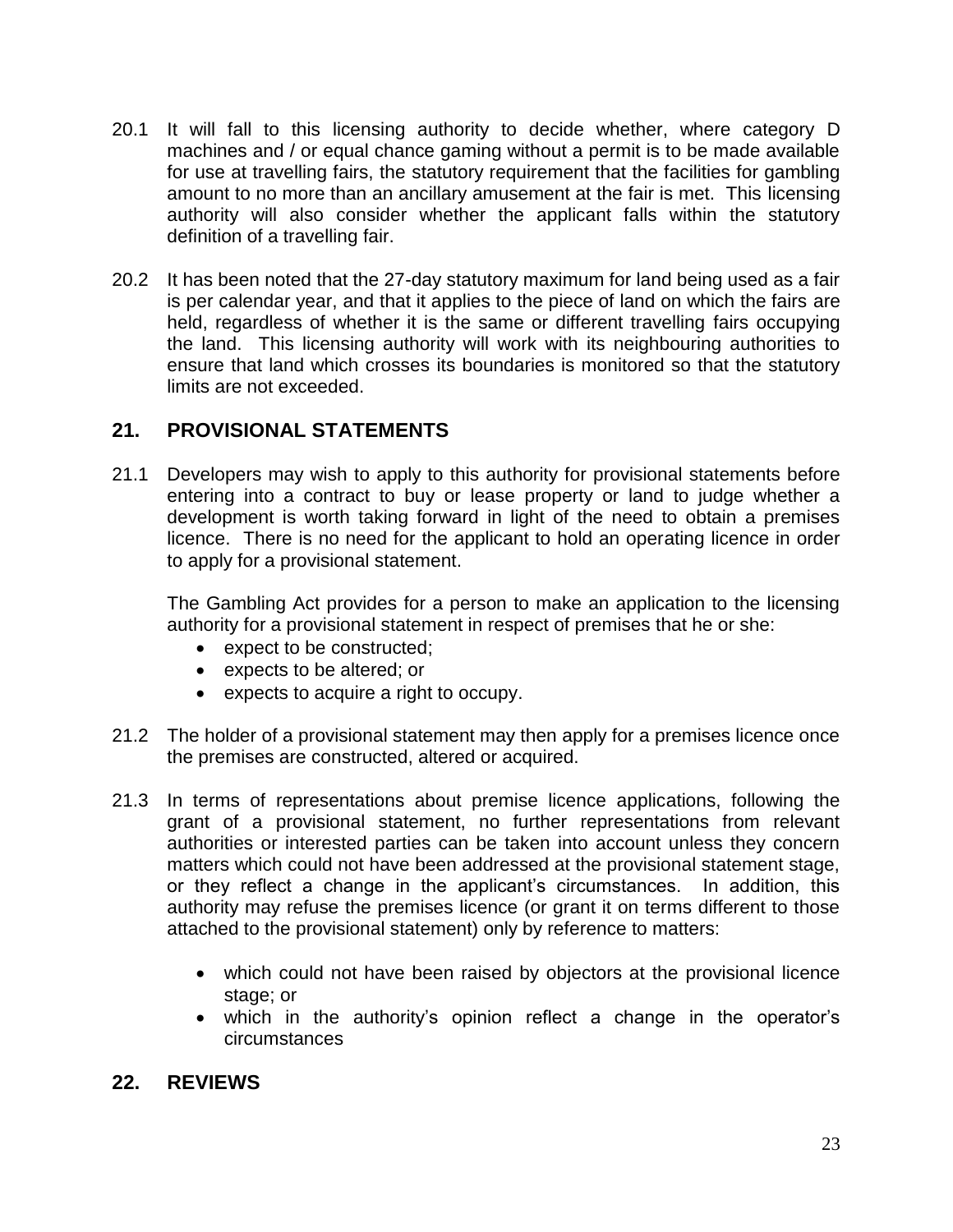20.1 It will fall to this licensing authority to decide whether, where category D machines and / or equal chance gaming without a permit is to be made available for use at travelling fairs, the statutory requirement that the facilities for gambling amount to no more than an ancillary amusement at the fair is met. This licensing authority will also consider whether the applicant falls within the statutory definition of a travelling fair.

20.2 It has been noted that the 27-day statutory maximum for land being used as a fair is per calendar year, and that it applies to the piece of land on which the fairs are held, regardless of whether it is the same or different travelling fairs occupying the land. This licensing authority will work with its neighbouring authorities to ensure that land which crosses its boundaries is monitored so that the statutory limits are not exceeded.

## 21. PROVISIONAL STATEMENTS

21.1 Developers may wish to apply to this authority for provisional statements before entering into a contract to buy or lease property or land to judge whether a development is worth taking forward in light of the need to obtain a premises licence. There is no need for the applicant to hold an operating licence in order to apply for a provisional statement.

The Gambling Act provides for a person to make an application to the licensing authority for a provisional statement in respect of premises that he or she:

- expect to be constructed;
- expects to be altered; or
- expects to acquire a right to occupy.

21.2 The holder of a provisional statement may then apply for a premises licence once the premises are constructed, altered or acquired.

21.3 In terms of representations about premise licence applications, following the grant of a provisional statement, no further representations from relevant authorities or interested parties can be taken into account unless they concern matters which could not have been addressed at the provisional statement stage, or they reflect a change in the applicant's circumstances. In addition, this authority may refuse the premises licence (or grant it on terms different to those attached to the provisional statement) only by reference to matters:

- which could not have been raised by objectors at the provisional licence stage; or
- which in the authority's opinion reflect a change in the operator's circumstances

## 22. REVIEWS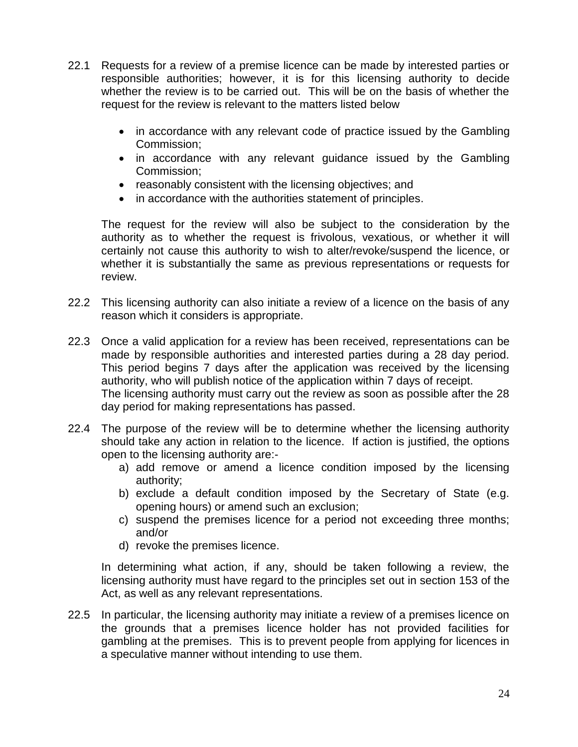22.1 Requests for a review of a premise licence can be made by interested parties or responsible authorities; however, it is for this licensing authority to decide whether the review is to be carried out. This will be on the basis of whether the request for the review is relevant to the matters listed below

- in accordance with any relevant code of practice issued by the Gambling Commission;
- in accordance with any relevant guidance issued by the Gambling Commission;
- reasonably consistent with the licensing objectives; and
- in accordance with the authorities statement of principles.

The request for the review will also be subject to the consideration by the authority as to whether the request is frivolous, vexatious, or whether it will certainly not cause this authority to wish to alter/revoke/suspend the licence, or whether it is substantially the same as previous representations or requests for review.

22.2 This licensing authority can also initiate a review of a licence on the basis of any reason which it considers is appropriate.

22.3 Once a valid application for a review has been received, representations can be made by responsible authorities and interested parties during a 28 day period. This period begins 7 days after the application was received by the licensing authority, who will publish notice of the application within 7 days of receipt. The licensing authority must carry out the review as soon as possible after the 28 day period for making representations has passed.

22.4 The purpose of the review will be to determine whether the licensing authority should take any action in relation to the licence. If action is justified, the options open to the licensing authority are:-

a) add remove or amend a licence condition imposed by the licensing authority;
b) exclude a default condition imposed by the Secretary of State (e.g. opening hours) or amend such an exclusion;
c) suspend the premises licence for a period not exceeding three months; and/or
d) revoke the premises licence.

In determining what action, if any, should be taken following a review, the licensing authority must have regard to the principles set out in section 153 of the Act, as well as any relevant representations.

22.5 In particular, the licensing authority may initiate a review of a premises licence on the grounds that a premises licence holder has not provided facilities for gambling at the premises. This is to prevent people from applying for licences in a speculative manner without intending to use them.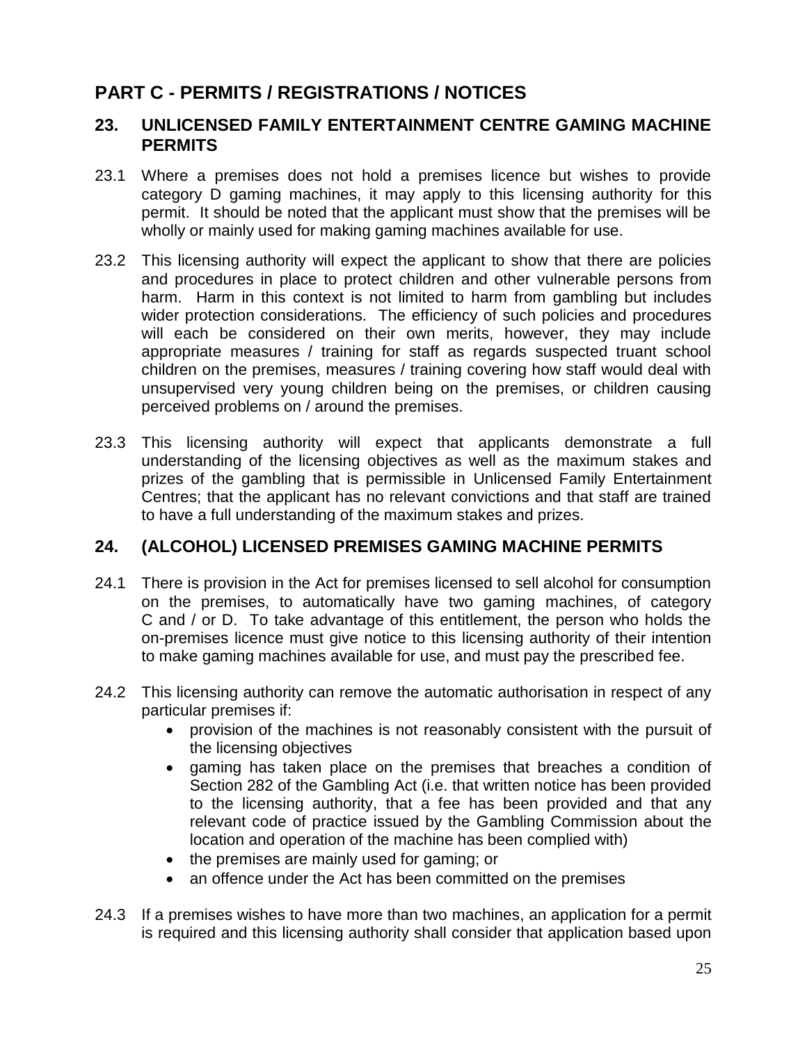# PART C - PERMITS / REGISTRATIONS / NOTICES

## 23. UNLICENSED FAMILY ENTERTAINMENT CENTRE GAMING MACHINE PERMITS

23.1 Where a premises does not hold a premises licence but wishes to provide category D gaming machines, it may apply to this licensing authority for this permit. It should be noted that the applicant must show that the premises will be wholly or mainly used for making gaming machines available for use.

23.2 This licensing authority will expect the applicant to show that there are policies and procedures in place to protect children and other vulnerable persons from harm. Harm in this context is not limited to harm from gambling but includes wider protection considerations. The efficiency of such policies and procedures will each be considered on their own merits, however, they may include appropriate measures / training for staff as regards suspected truant school children on the premises, measures / training covering how staff would deal with unsupervised very young children being on the premises, or children causing perceived problems on / around the premises.

23.3 This licensing authority will expect that applicants demonstrate a full understanding of the licensing objectives as well as the maximum stakes and prizes of the gambling that is permissible in Unlicensed Family Entertainment Centres; that the applicant has no relevant convictions and that staff are trained to have a full understanding of the maximum stakes and prizes.

## 24. (ALCOHOL) LICENSED PREMISES GAMING MACHINE PERMITS

24.1 There is provision in the Act for premises licensed to sell alcohol for consumption on the premises, to automatically have two gaming machines, of category C and / or D. To take advantage of this entitlement, the person who holds the on-premises licence must give notice to this licensing authority of their intention to make gaming machines available for use, and must pay the prescribed fee.

24.2 This licensing authority can remove the automatic authorisation in respect of any particular premises if:

- provision of the machines is not reasonably consistent with the pursuit of the licensing objectives
- gaming has taken place on the premises that breaches a condition of Section 282 of the Gambling Act (i.e. that written notice has been provided to the licensing authority, that a fee has been provided and that any relevant code of practice issued by the Gambling Commission about the location and operation of the machine has been complied with)
- the premises are mainly used for gaming; or
- an offence under the Act has been committed on the premises

24.3 If a premises wishes to have more than two machines, an application for a permit is required and this licensing authority shall consider that application based upon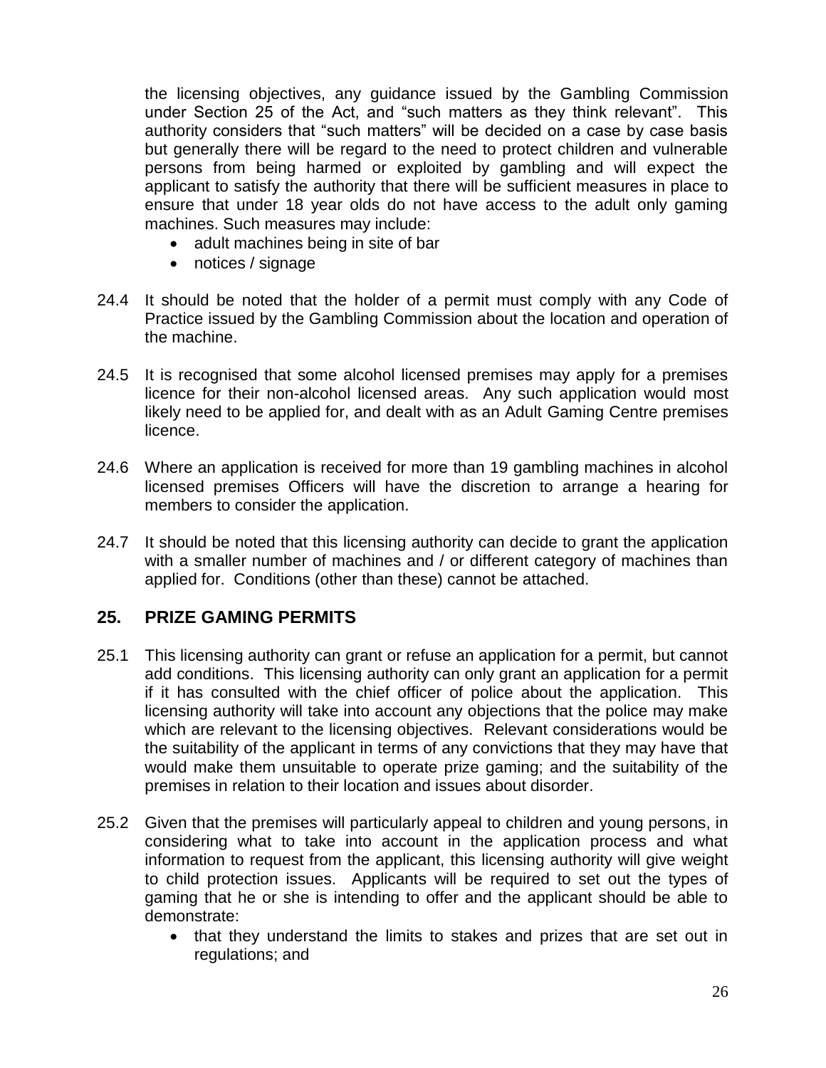the licensing objectives, any guidance issued by the Gambling Commission under Section 25 of the Act, and "such matters as they think relevant". This authority considers that "such matters" will be decided on a case by case basis but generally there will be regard to the need to protect children and vulnerable persons from being harmed or exploited by gambling and will expect the applicant to satisfy the authority that there will be sufficient measures in place to ensure that under 18 year olds do not have access to the adult only gaming machines. Such measures may include:

- adult machines being in site of bar
- notices / signage

24.4 It should be noted that the holder of a permit must comply with any Code of Practice issued by the Gambling Commission about the location and operation of the machine.

24.5 It is recognised that some alcohol licensed premises may apply for a premises licence for their non-alcohol licensed areas. Any such application would most likely need to be applied for, and dealt with as an Adult Gaming Centre premises licence.

24.6 Where an application is received for more than 19 gambling machines in alcohol licensed premises Officers will have the discretion to arrange a hearing for members to consider the application.

24.7 It should be noted that this licensing authority can decide to grant the application with a smaller number of machines and / or different category of machines than applied for. Conditions (other than these) cannot be attached.

## 25. PRIZE GAMING PERMITS

25.1 This licensing authority can grant or refuse an application for a permit, but cannot add conditions. This licensing authority can only grant an application for a permit if it has consulted with the chief officer of police about the application. This licensing authority will take into account any objections that the police may make which are relevant to the licensing objectives. Relevant considerations would be the suitability of the applicant in terms of any convictions that they may have that would make them unsuitable to operate prize gaming; and the suitability of the premises in relation to their location and issues about disorder.

25.2 Given that the premises will particularly appeal to children and young persons, in considering what to take into account in the application process and what information to request from the applicant, this licensing authority will give weight to child protection issues. Applicants will be required to set out the types of gaming that he or she is intending to offer and the applicant should be able to demonstrate:

- that they understand the limits to stakes and prizes that are set out in regulations; and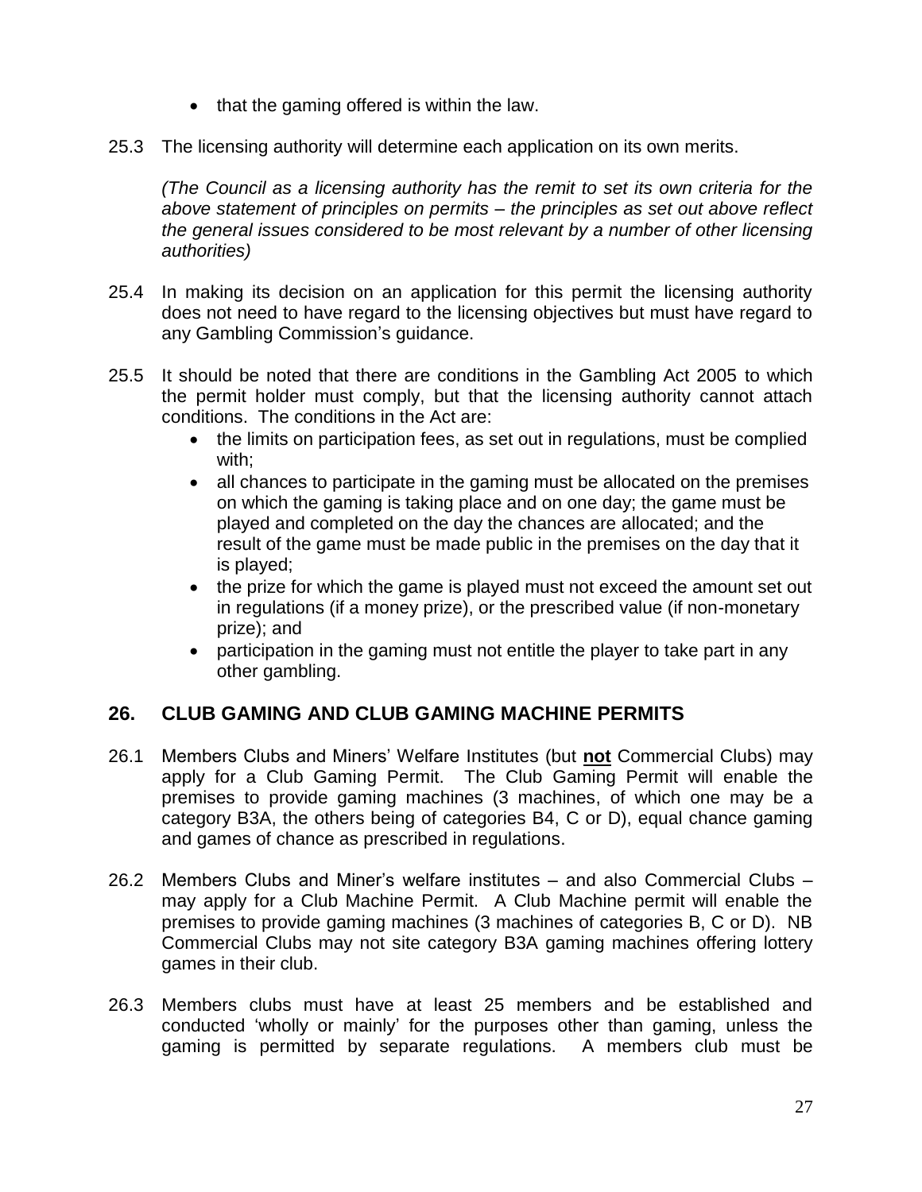- that the gaming offered is within the law.

25.3 The licensing authority will determine each application on its own merits.

*(The Council as a licensing authority has the remit to set its own criteria for the above statement of principles on permits – the principles as set out above reflect the general issues considered to be most relevant by a number of other licensing authorities)*

25.4 In making its decision on an application for this permit the licensing authority does not need to have regard to the licensing objectives but must have regard to any Gambling Commission's guidance.

25.5 It should be noted that there are conditions in the Gambling Act 2005 to which the permit holder must comply, but that the licensing authority cannot attach conditions. The conditions in the Act are:

- the limits on participation fees, as set out in regulations, must be complied with;
- all chances to participate in the gaming must be allocated on the premises on which the gaming is taking place and on one day; the game must be played and completed on the day the chances are allocated; and the result of the game must be made public in the premises on the day that it is played;
- the prize for which the game is played must not exceed the amount set out in regulations (if a money prize), or the prescribed value (if non-monetary prize); and
- participation in the gaming must not entitle the player to take part in any other gambling.

## 26. CLUB GAMING AND CLUB GAMING MACHINE PERMITS

26.1 Members Clubs and Miners' Welfare Institutes (but **not** Commercial Clubs) may apply for a Club Gaming Permit. The Club Gaming Permit will enable the premises to provide gaming machines (3 machines, of which one may be a category B3A, the others being of categories B4, C or D), equal chance gaming and games of chance as prescribed in regulations.

26.2 Members Clubs and Miner's welfare institutes – and also Commercial Clubs – may apply for a Club Machine Permit. A Club Machine permit will enable the premises to provide gaming machines (3 machines of categories B, C or D). NB Commercial Clubs may not site category B3A gaming machines offering lottery games in their club.

26.3 Members clubs must have at least 25 members and be established and conducted 'wholly or mainly' for the purposes other than gaming, unless the gaming is permitted by separate regulations. A members club must be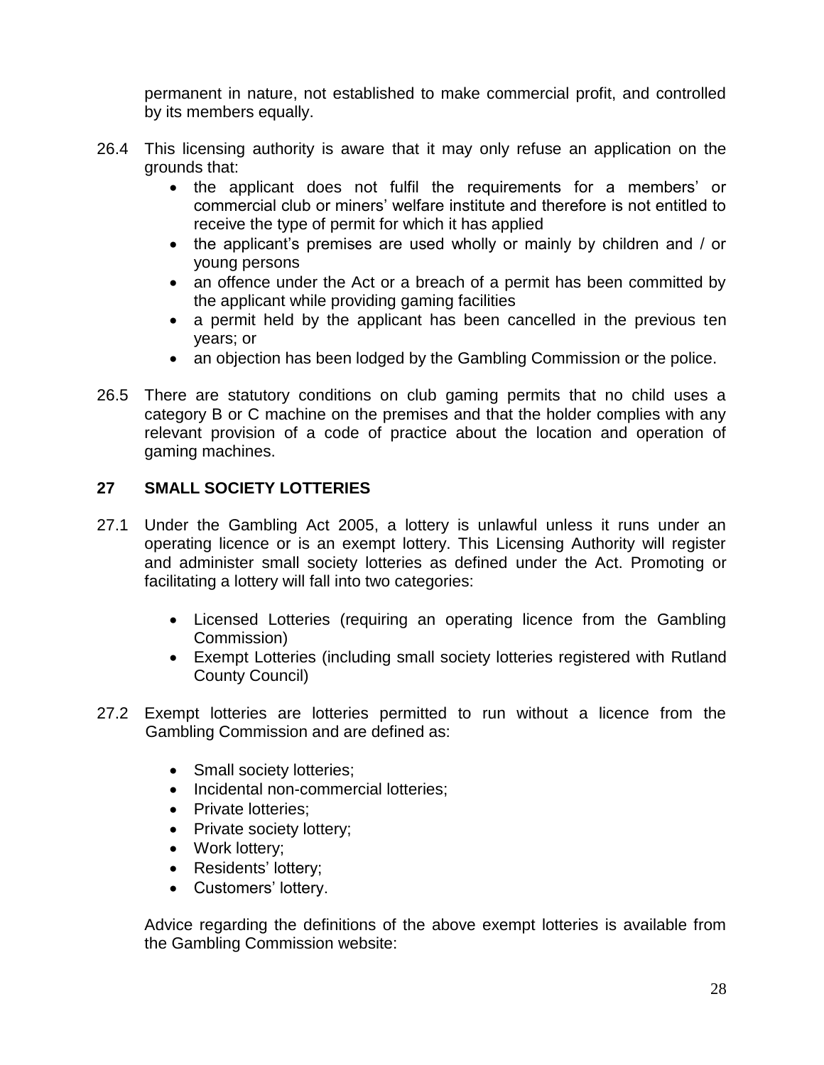permanent in nature, not established to make commercial profit, and controlled by its members equally.

26.4 This licensing authority is aware that it may only refuse an application on the grounds that:

- the applicant does not fulfil the requirements for a members' or commercial club or miners' welfare institute and therefore is not entitled to receive the type of permit for which it has applied
- the applicant's premises are used wholly or mainly by children and / or young persons
- an offence under the Act or a breach of a permit has been committed by the applicant while providing gaming facilities
- a permit held by the applicant has been cancelled in the previous ten years; or
- an objection has been lodged by the Gambling Commission or the police.

26.5 There are statutory conditions on club gaming permits that no child uses a category B or C machine on the premises and that the holder complies with any relevant provision of a code of practice about the location and operation of gaming machines.

## 27 SMALL SOCIETY LOTTERIES

27.1 Under the Gambling Act 2005, a lottery is unlawful unless it runs under an operating licence or is an exempt lottery. This Licensing Authority will register and administer small society lotteries as defined under the Act. Promoting or facilitating a lottery will fall into two categories:

- Licensed Lotteries (requiring an operating licence from the Gambling Commission)
- Exempt Lotteries (including small society lotteries registered with Rutland County Council)

27.2 Exempt lotteries are lotteries permitted to run without a licence from the Gambling Commission and are defined as:

- Small society lotteries;
- Incidental non-commercial lotteries;
- Private lotteries;
- Private society lottery;
- Work lottery;
- Residents' lottery;
- Customers' lottery.

Advice regarding the definitions of the above exempt lotteries is available from the Gambling Commission website: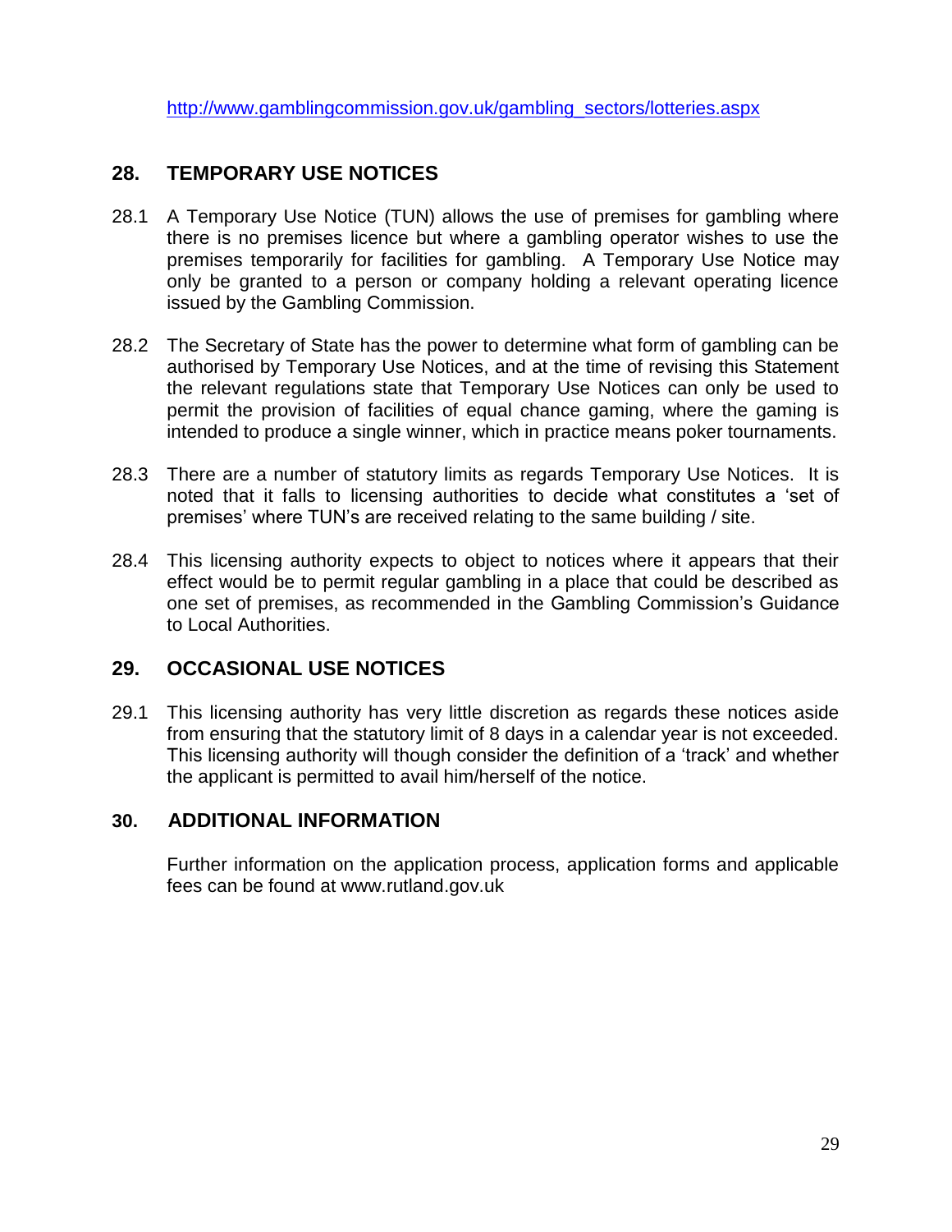http://www.gamblingcommission.gov.uk/gambling_sectors/lotteries.aspx

## 28. TEMPORARY USE NOTICES

28.1 A Temporary Use Notice (TUN) allows the use of premises for gambling where there is no premises licence but where a gambling operator wishes to use the premises temporarily for facilities for gambling. A Temporary Use Notice may only be granted to a person or company holding a relevant operating licence issued by the Gambling Commission.

28.2 The Secretary of State has the power to determine what form of gambling can be authorised by Temporary Use Notices, and at the time of revising this Statement the relevant regulations state that Temporary Use Notices can only be used to permit the provision of facilities of equal chance gaming, where the gaming is intended to produce a single winner, which in practice means poker tournaments.

28.3 There are a number of statutory limits as regards Temporary Use Notices. It is noted that it falls to licensing authorities to decide what constitutes a 'set of premises' where TUN's are received relating to the same building / site.

28.4 This licensing authority expects to object to notices where it appears that their effect would be to permit regular gambling in a place that could be described as one set of premises, as recommended in the Gambling Commission's Guidance to Local Authorities.

## 29. OCCASIONAL USE NOTICES

29.1 This licensing authority has very little discretion as regards these notices aside from ensuring that the statutory limit of 8 days in a calendar year is not exceeded. This licensing authority will though consider the definition of a 'track' and whether the applicant is permitted to avail him/herself of the notice.

## 30. ADDITIONAL INFORMATION

Further information on the application process, application forms and applicable fees can be found at www.rutland.gov.uk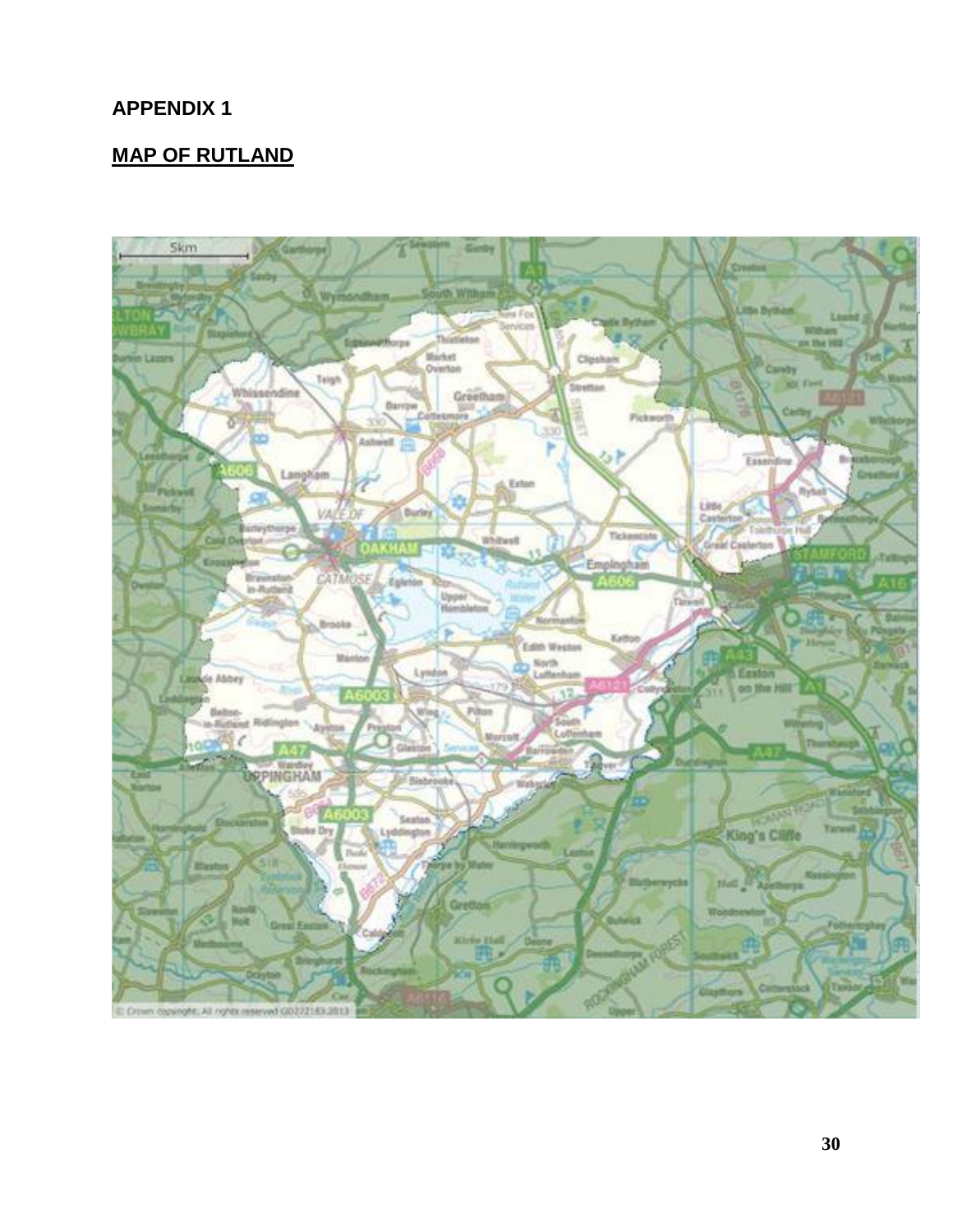# APPENDIX 1

## MAP OF RUTLAND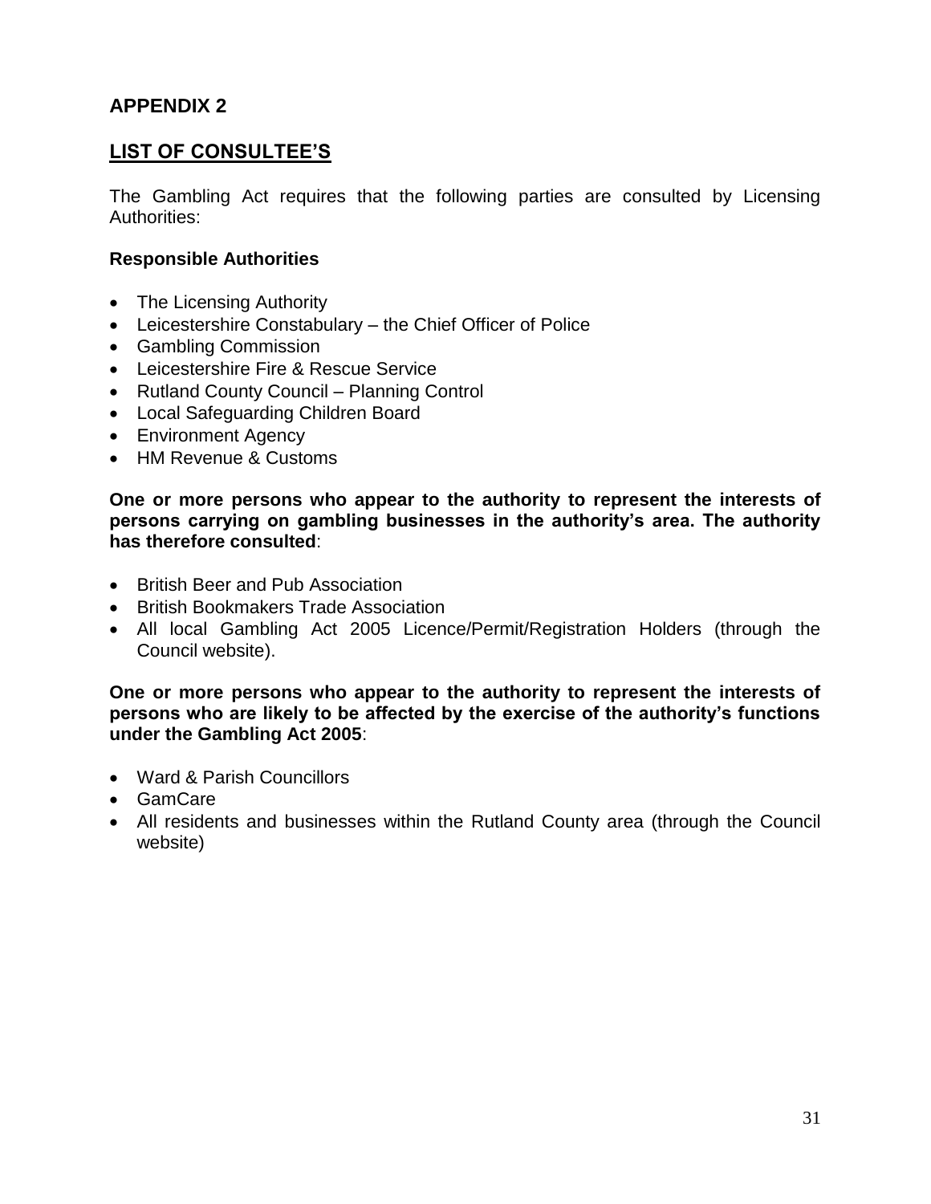## APPENDIX 2

## LIST OF CONSULTEE'S

The Gambling Act requires that the following parties are consulted by Licensing Authorities:

**Responsible Authorities**

- The Licensing Authority
- Leicestershire Constabulary – the Chief Officer of Police
- Gambling Commission
- Leicestershire Fire & Rescue Service
- Rutland County Council – Planning Control
- Local Safeguarding Children Board
- Environment Agency
- HM Revenue & Customs

**One or more persons who appear to the authority to represent the interests of persons carrying on gambling businesses in the authority's area. The authority has therefore consulted**:

- British Beer and Pub Association
- British Bookmakers Trade Association
- All local Gambling Act 2005 Licence/Permit/Registration Holders (through the Council website).

**One or more persons who appear to the authority to represent the interests of persons who are likely to be affected by the exercise of the authority's functions under the Gambling Act 2005**:

- Ward & Parish Councillors
- GamCare
- All residents and businesses within the Rutland County area (through the Council website)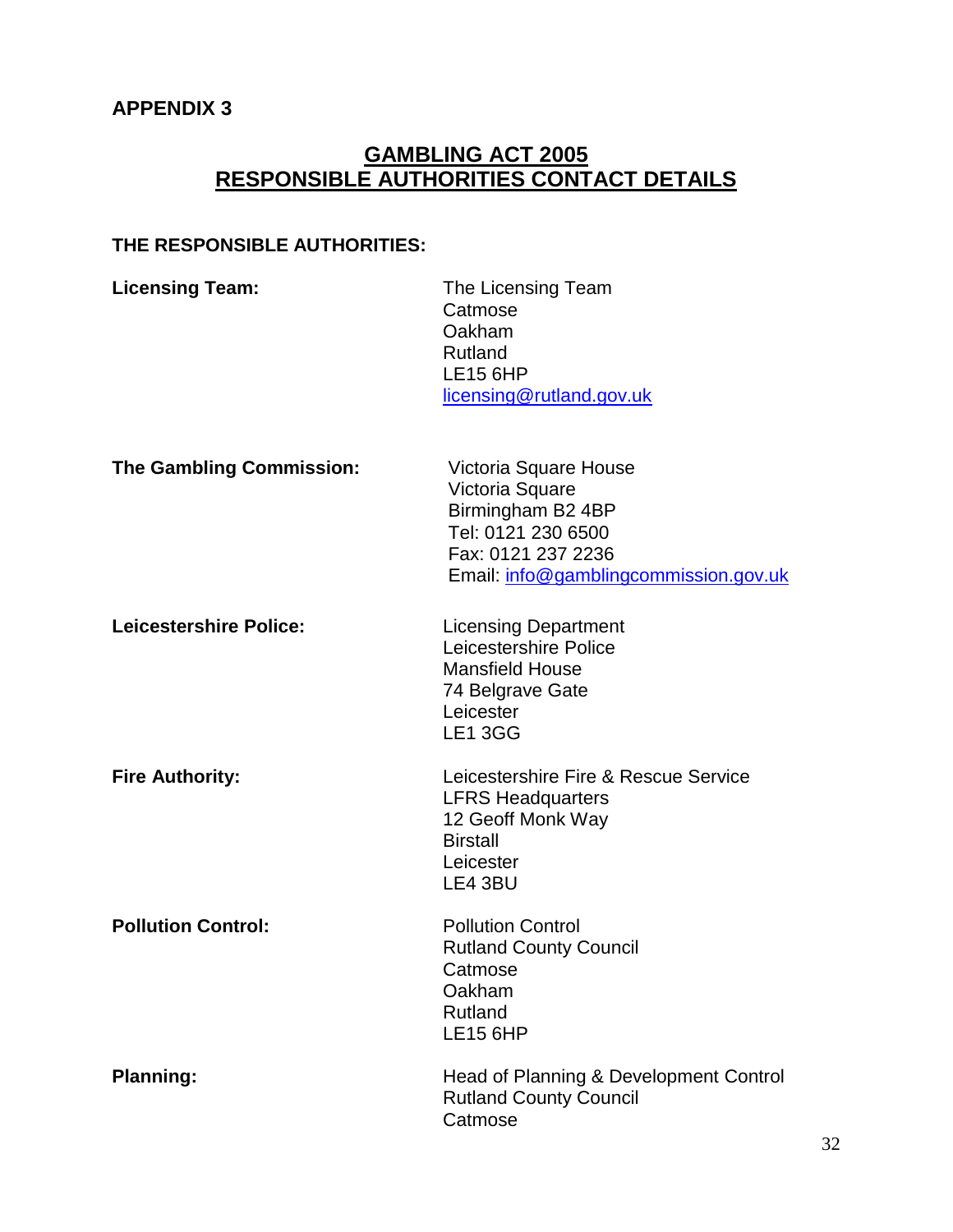**APPENDIX 3**

# GAMBLING ACT 2005
# RESPONSIBLE AUTHORITIES CONTACT DETAILS

**THE RESPONSIBLE AUTHORITIES:**

| | |
|---|---|
| **Licensing Team:** | The Licensing Team<br>Catmose<br>Oakham<br>Rutland<br>LE15 6HP<br>licensing@rutland.gov.uk |
| **The Gambling Commission:** | Victoria Square House<br>Victoria Square<br>Birmingham B2 4BP<br>Tel: 0121 230 6500<br>Fax: 0121 237 2236<br>Email: info@gamblingcommission.gov.uk |
| **Leicestershire Police:** | Licensing Department<br>Leicestershire Police<br>Mansfield House<br>74 Belgrave Gate<br>Leicester<br>LE1 3GG |
| **Fire Authority:** | Leicestershire Fire & Rescue Service<br>LFRS Headquarters<br>12 Geoff Monk Way<br>Birstall<br>Leicester<br>LE4 3BU |
| **Pollution Control:** | Pollution Control<br>Rutland County Council<br>Catmose<br>Oakham<br>Rutland<br>LE15 6HP |
| **Planning:** | Head of Planning & Development Control<br>Rutland County Council<br>Catmose |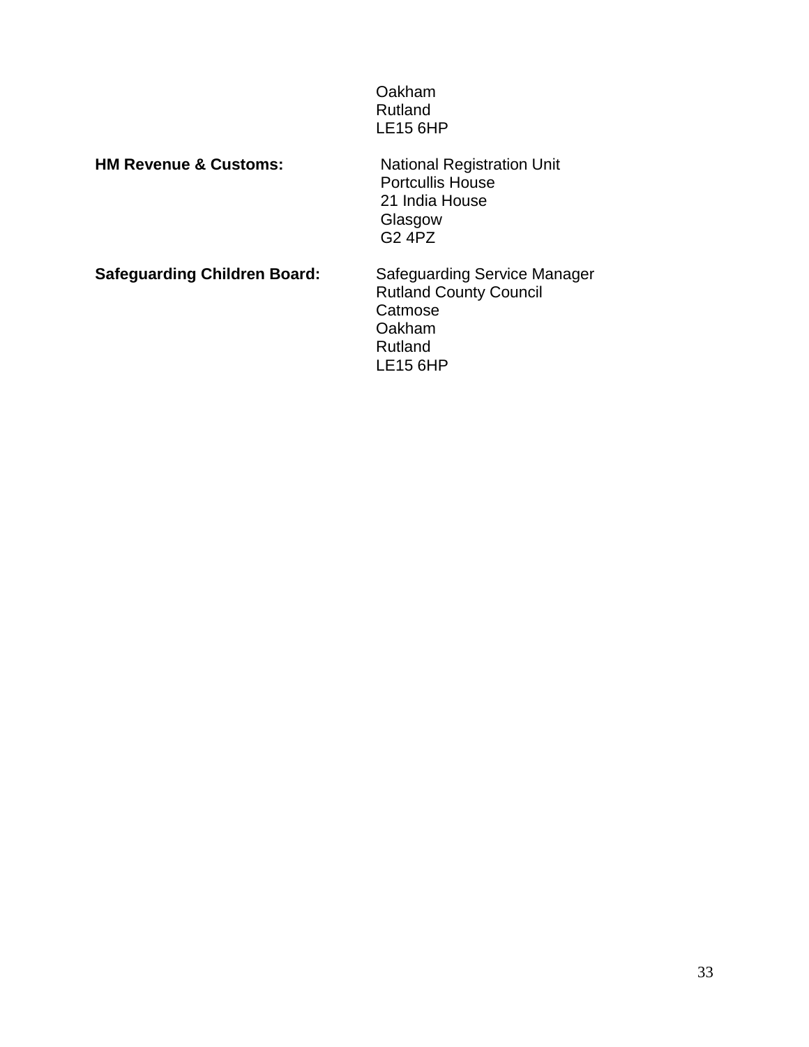Oakham
Rutland
LE15 6HP

**HM Revenue & Customs:**

National Registration Unit
Portcullis House
21 India House
Glasgow
G2 4PZ

**Safeguarding Children Board:**

Safeguarding Service Manager
Rutland County Council
Catmose
Oakham
Rutland
LE15 6HP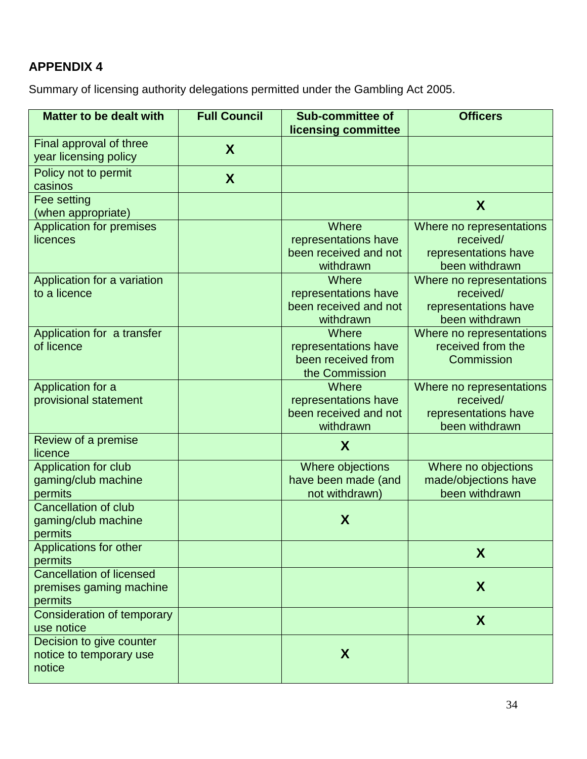**APPENDIX 4**

Summary of licensing authority delegations permitted under the Gambling Act 2005.

| Matter to be dealt with | Full Council | Sub-committee of licensing committee | Officers |
|---|---|---|---|
| Final approval of three year licensing policy | X | | |
| Policy not to permit casinos | X | | |
| Fee setting (when appropriate) | | | X |
| Application for premises licences | | Where representations have been received and not withdrawn | Where no representations received/ representations have been withdrawn |
| Application for a variation to a licence | | Where representations have been received and not withdrawn | Where no representations received/ representations have been withdrawn |
| Application for a transfer of licence | | Where representations have been received from the Commission | Where no representations received from the Commission |
| Application for a provisional statement | | Where representations have been received and not withdrawn | Where no representations received/ representations have been withdrawn |
| Review of a premise licence | | X | |
| Application for club gaming/club machine permits | | Where objections have been made (and not withdrawn) | Where no objections made/objections have been withdrawn |
| Cancellation of club gaming/club machine permits | | X | |
| Applications for other permits | | | X |
| Cancellation of licensed premises gaming machine permits | | | X |
| Consideration of temporary use notice | | | X |
| Decision to give counter notice to temporary use notice | | X | |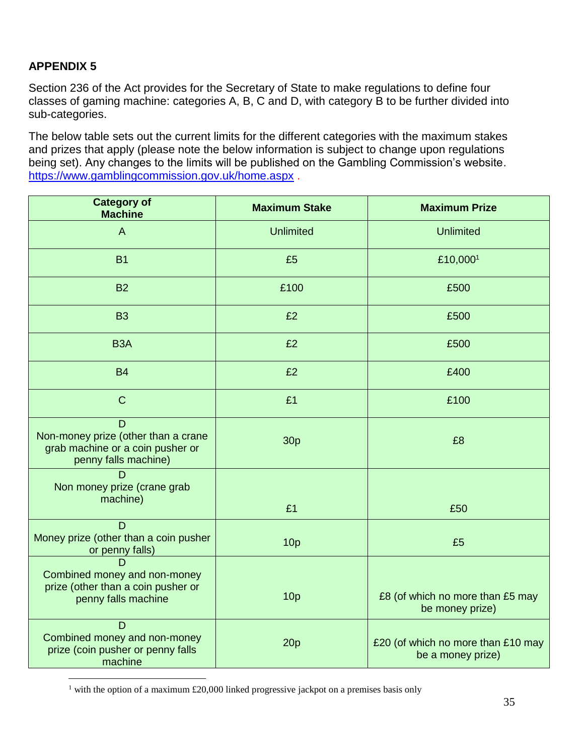## APPENDIX 5

Section 236 of the Act provides for the Secretary of State to make regulations to define four classes of gaming machine: categories A, B, C and D, with category B to be further divided into sub-categories.

The below table sets out the current limits for the different categories with the maximum stakes and prizes that apply (please note the below information is subject to change upon regulations being set). Any changes to the limits will be published on the Gambling Commission's website. https://www.gamblingcommission.gov.uk/home.aspx .

| Category of Machine | Maximum Stake | Maximum Prize |
|---|---|---|
| A | Unlimited | Unlimited |
| B1 | £5 | £10,000[1] |
| B2 | £100 | £500 |
| B3 | £2 | £500 |
| B3A | £2 | £500 |
| B4 | £2 | £400 |
| C | £1 | £100 |
| D Non-money prize (other than a crane grab machine or a coin pusher or penny falls machine) | 30p | £8 |
| D Non money prize (crane grab machine) | £1 | £50 |
| D Money prize (other than a coin pusher or penny falls) | 10p | £5 |
| D Combined money and non-money prize (other than a coin pusher or penny falls machine | 10p | £8 (of which no more than £5 may be money prize) |
| D Combined money and non-money prize (coin pusher or penny falls machine | 20p | £20 (of which no more than £10 may be a money prize) |

[1] with the option of a maximum £20,000 linked progressive jackpot on a premises basis only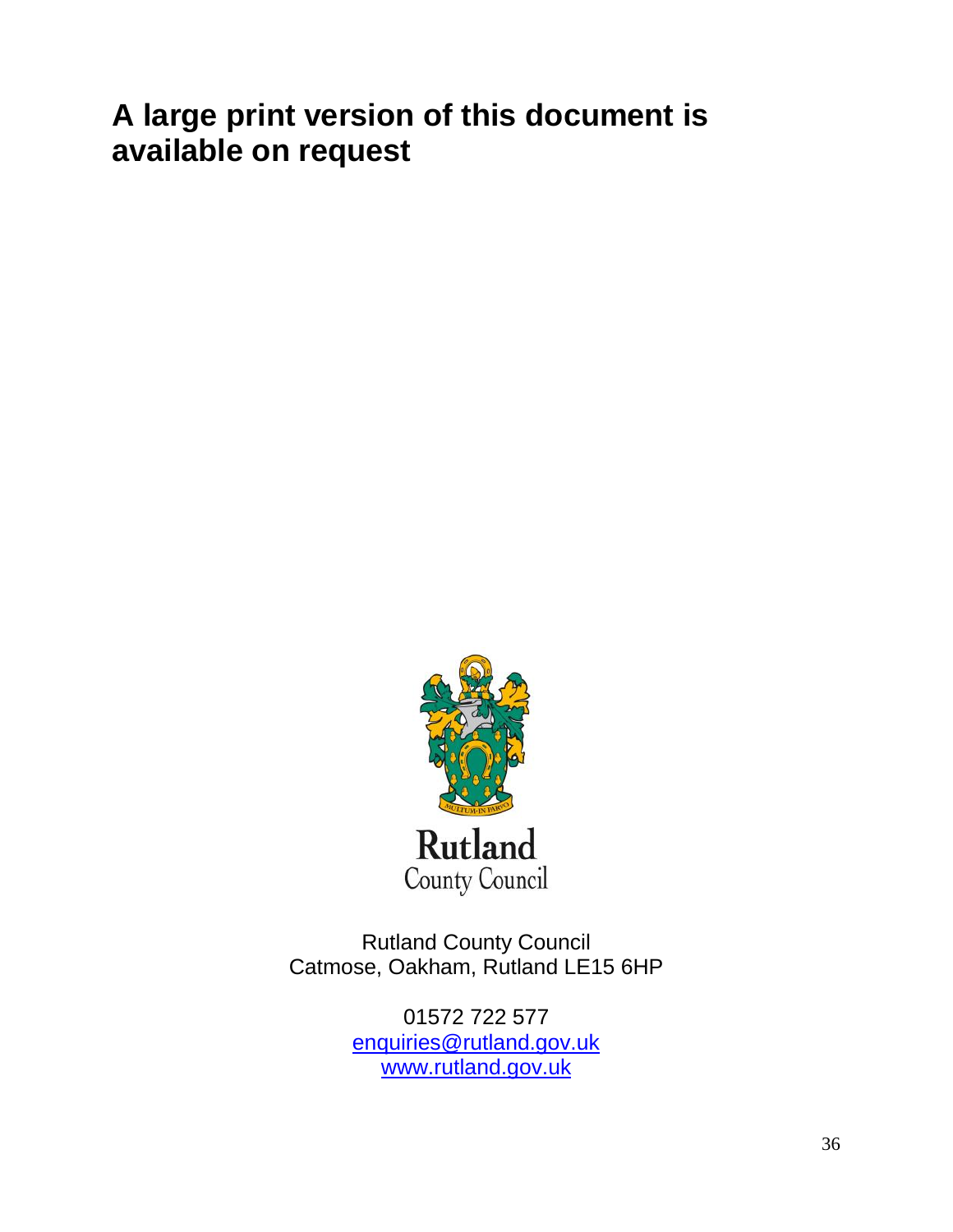# A large print version of this document is available on request

Rutland County Council

Rutland County Council
Catmose, Oakham, Rutland LE15 6HP

01572 722 577
enquiries@rutland.gov.uk
www.rutland.gov.uk